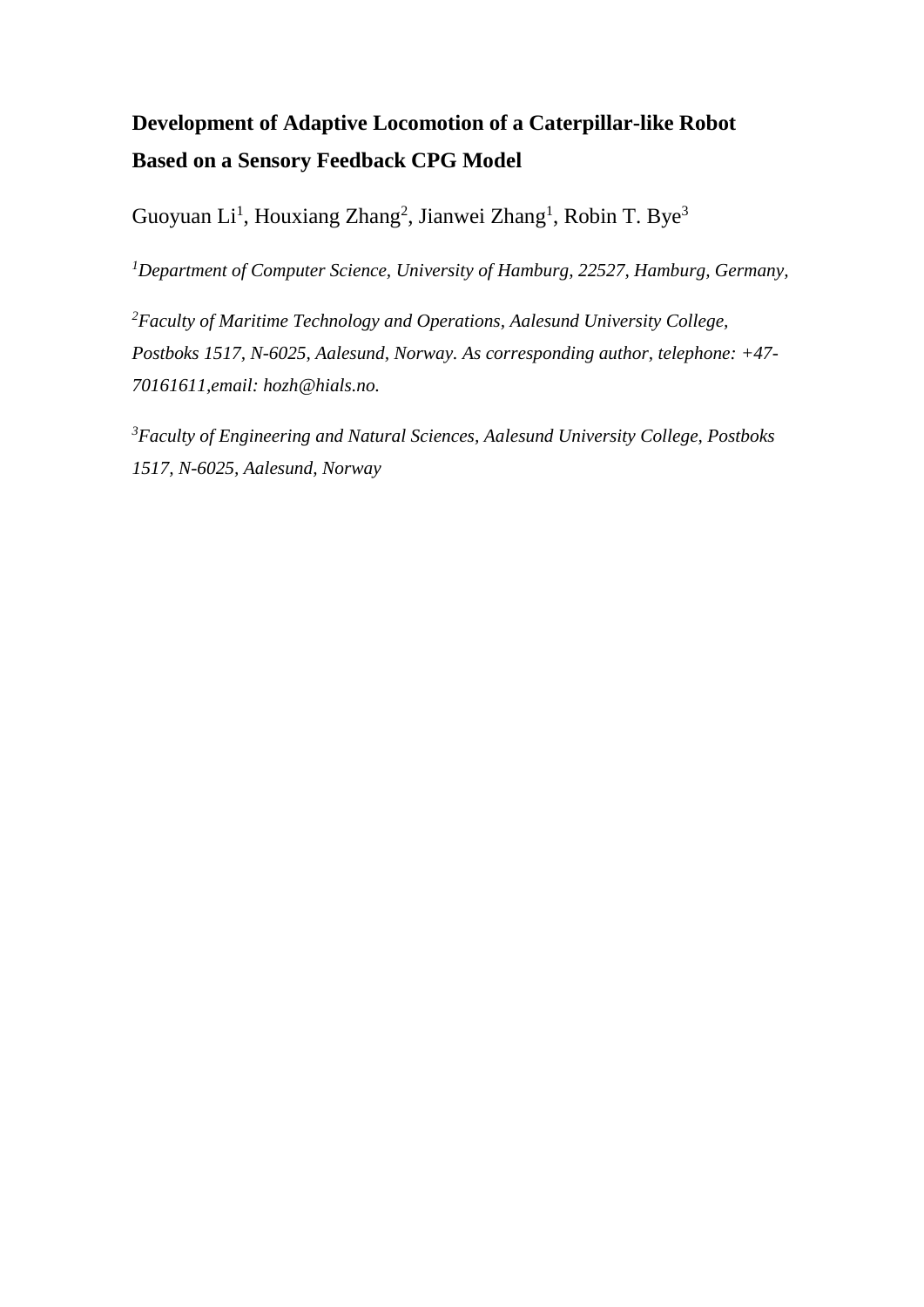# Development of Adaptive Locomotion of a Caterpillar-like Robot Based on a Sensory Feedback CPG Model

Guoyuan Li[1], Houxiang Zhang[2], Jianwei Zhang[1], Robin T. Bye[3]

[1]*Department of Computer Science, University of Hamburg, 22527, Hamburg, Germany,*

[2]*Faculty of Maritime Technology and Operations, Aalesund University College, Postboks 1517, N-6025, Aalesund, Norway. As corresponding author, telephone: +47-70161611,email: hozh@hials.no.*

[3]*Faculty of Engineering and Natural Sciences, Aalesund University College, Postboks 1517, N-6025, Aalesund, Norway*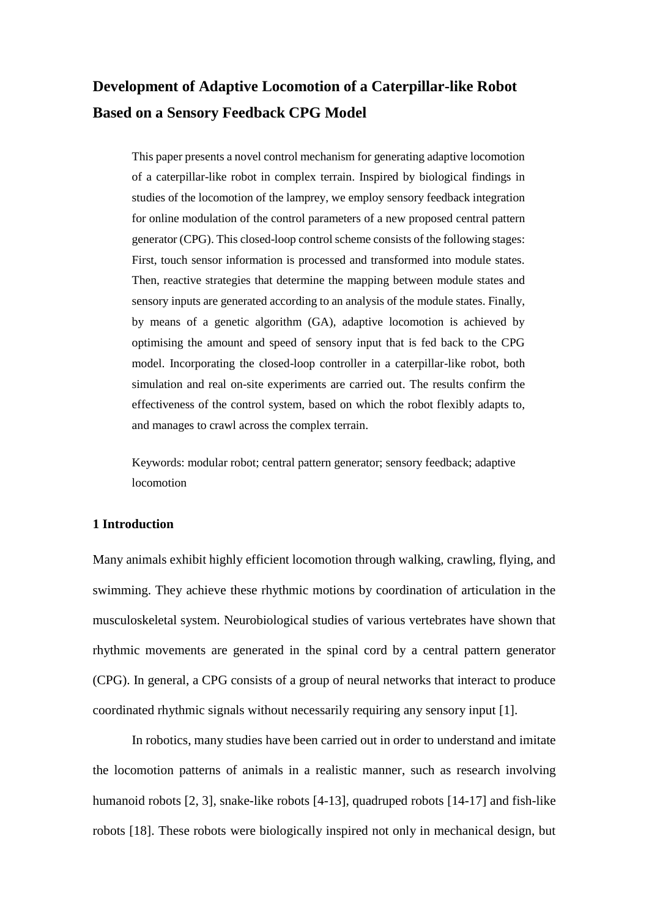# Development of Adaptive Locomotion of a Caterpillar-like Robot Based on a Sensory Feedback CPG Model

This paper presents a novel control mechanism for generating adaptive locomotion of a caterpillar-like robot in complex terrain. Inspired by biological findings in studies of the locomotion of the lamprey, we employ sensory feedback integration for online modulation of the control parameters of a new proposed central pattern generator (CPG). This closed-loop control scheme consists of the following stages: First, touch sensor information is processed and transformed into module states. Then, reactive strategies that determine the mapping between module states and sensory inputs are generated according to an analysis of the module states. Finally, by means of a genetic algorithm (GA), adaptive locomotion is achieved by optimising the amount and speed of sensory input that is fed back to the CPG model. Incorporating the closed-loop controller in a caterpillar-like robot, both simulation and real on-site experiments are carried out. The results confirm the effectiveness of the control system, based on which the robot flexibly adapts to, and manages to crawl across the complex terrain.

Keywords: modular robot; central pattern generator; sensory feedback; adaptive locomotion

## 1 Introduction

Many animals exhibit highly efficient locomotion through walking, crawling, flying, and swimming. They achieve these rhythmic motions by coordination of articulation in the musculoskeletal system. Neurobiological studies of various vertebrates have shown that rhythmic movements are generated in the spinal cord by a central pattern generator (CPG). In general, a CPG consists of a group of neural networks that interact to produce coordinated rhythmic signals without necessarily requiring any sensory input [1].

In robotics, many studies have been carried out in order to understand and imitate the locomotion patterns of animals in a realistic manner, such as research involving humanoid robots [2, 3], snake-like robots [4-13], quadruped robots [14-17] and fish-like robots [18]. These robots were biologically inspired not only in mechanical design, but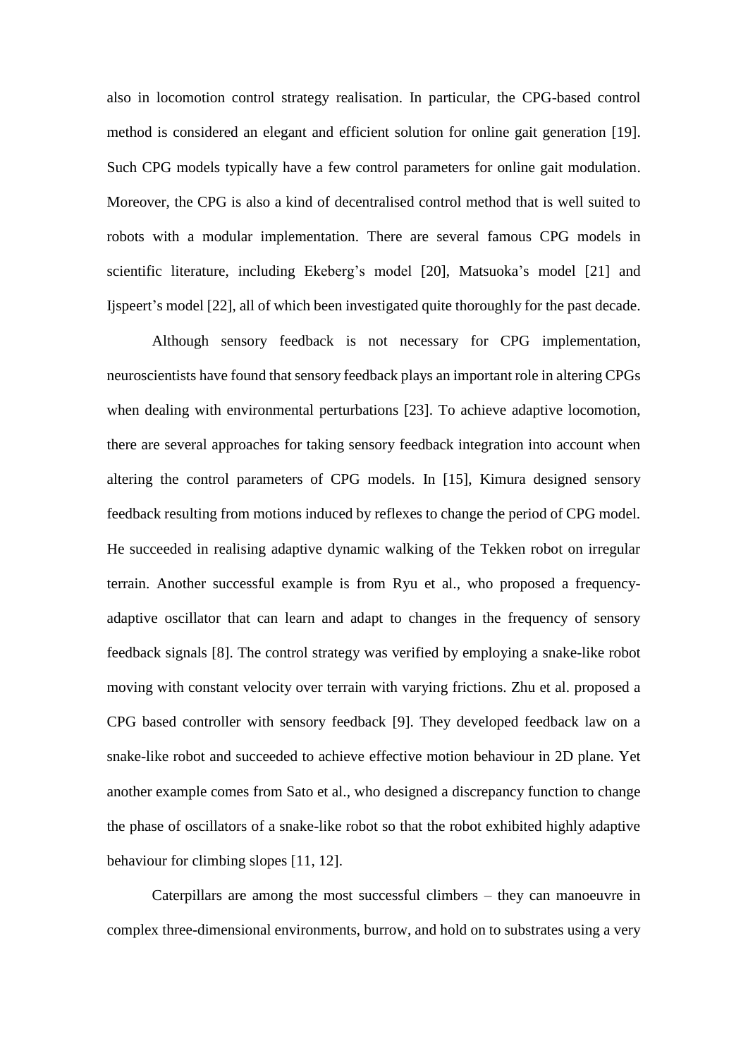also in locomotion control strategy realisation. In particular, the CPG-based control method is considered an elegant and efficient solution for online gait generation [19]. Such CPG models typically have a few control parameters for online gait modulation. Moreover, the CPG is also a kind of decentralised control method that is well suited to robots with a modular implementation. There are several famous CPG models in scientific literature, including Ekeberg's model [20], Matsuoka's model [21] and Ijspeert's model [22], all of which been investigated quite thoroughly for the past decade.

Although sensory feedback is not necessary for CPG implementation, neuroscientists have found that sensory feedback plays an important role in altering CPGs when dealing with environmental perturbations [23]. To achieve adaptive locomotion, there are several approaches for taking sensory feedback integration into account when altering the control parameters of CPG models. In [15], Kimura designed sensory feedback resulting from motions induced by reflexes to change the period of CPG model. He succeeded in realising adaptive dynamic walking of the Tekken robot on irregular terrain. Another successful example is from Ryu et al., who proposed a frequency-adaptive oscillator that can learn and adapt to changes in the frequency of sensory feedback signals [8]. The control strategy was verified by employing a snake-like robot moving with constant velocity over terrain with varying frictions. Zhu et al. proposed a CPG based controller with sensory feedback [9]. They developed feedback law on a snake-like robot and succeeded to achieve effective motion behaviour in 2D plane. Yet another example comes from Sato et al., who designed a discrepancy function to change the phase of oscillators of a snake-like robot so that the robot exhibited highly adaptive behaviour for climbing slopes [11, 12].

Caterpillars are among the most successful climbers – they can manoeuvre in complex three-dimensional environments, burrow, and hold on to substrates using a very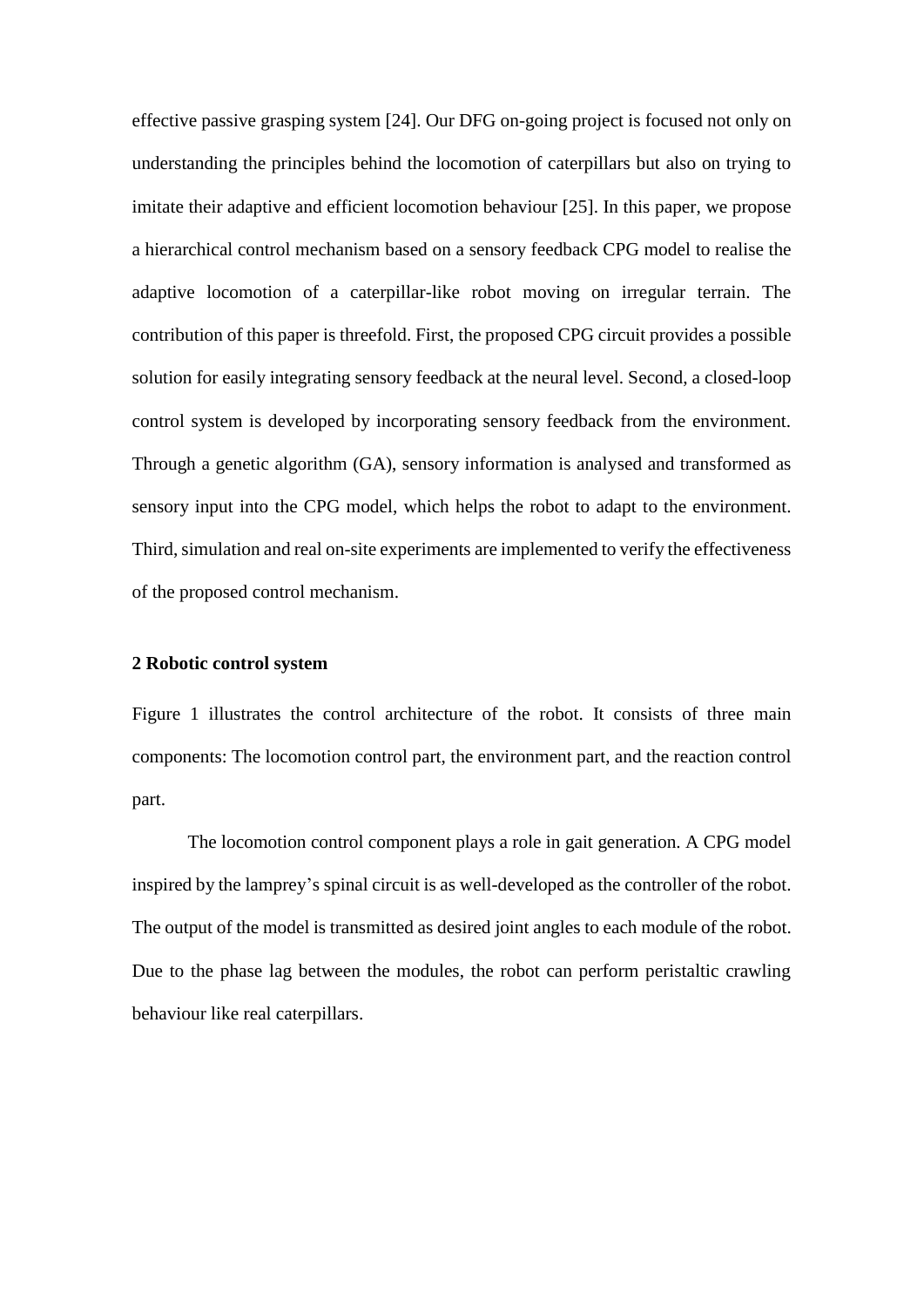effective passive grasping system [24]. Our DFG on-going project is focused not only on understanding the principles behind the locomotion of caterpillars but also on trying to imitate their adaptive and efficient locomotion behaviour [25]. In this paper, we propose a hierarchical control mechanism based on a sensory feedback CPG model to realise the adaptive locomotion of a caterpillar-like robot moving on irregular terrain. The contribution of this paper is threefold. First, the proposed CPG circuit provides a possible solution for easily integrating sensory feedback at the neural level. Second, a closed-loop control system is developed by incorporating sensory feedback from the environment. Through a genetic algorithm (GA), sensory information is analysed and transformed as sensory input into the CPG model, which helps the robot to adapt to the environment. Third, simulation and real on-site experiments are implemented to verify the effectiveness of the proposed control mechanism.

## 2 Robotic control system

Figure 1 illustrates the control architecture of the robot. It consists of three main components: The locomotion control part, the environment part, and the reaction control part.

The locomotion control component plays a role in gait generation. A CPG model inspired by the lamprey's spinal circuit is as well-developed as the controller of the robot. The output of the model is transmitted as desired joint angles to each module of the robot. Due to the phase lag between the modules, the robot can perform peristaltic crawling behaviour like real caterpillars.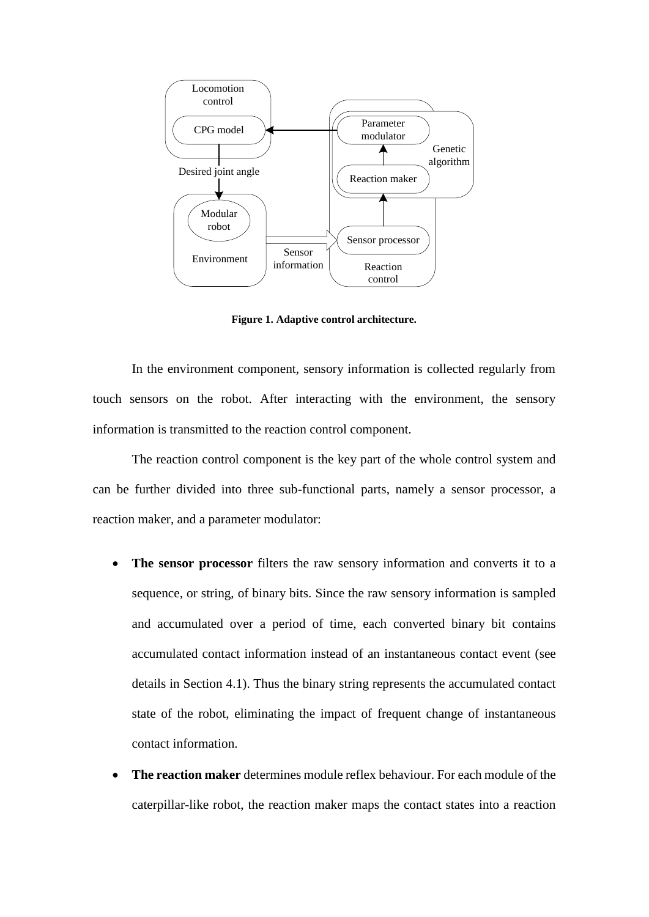**Figure 1. Adaptive control architecture.**

In the environment component, sensory information is collected regularly from touch sensors on the robot. After interacting with the environment, the sensory information is transmitted to the reaction control component.

The reaction control component is the key part of the whole control system and can be further divided into three sub-functional parts, namely a sensor processor, a reaction maker, and a parameter modulator:

- **The sensor processor** filters the raw sensory information and converts it to a sequence, or string, of binary bits. Since the raw sensory information is sampled and accumulated over a period of time, each converted binary bit contains accumulated contact information instead of an instantaneous contact event (see details in Section 4.1). Thus the binary string represents the accumulated contact state of the robot, eliminating the impact of frequent change of instantaneous contact information.
- **The reaction maker** determines module reflex behaviour. For each module of the caterpillar-like robot, the reaction maker maps the contact states into a reaction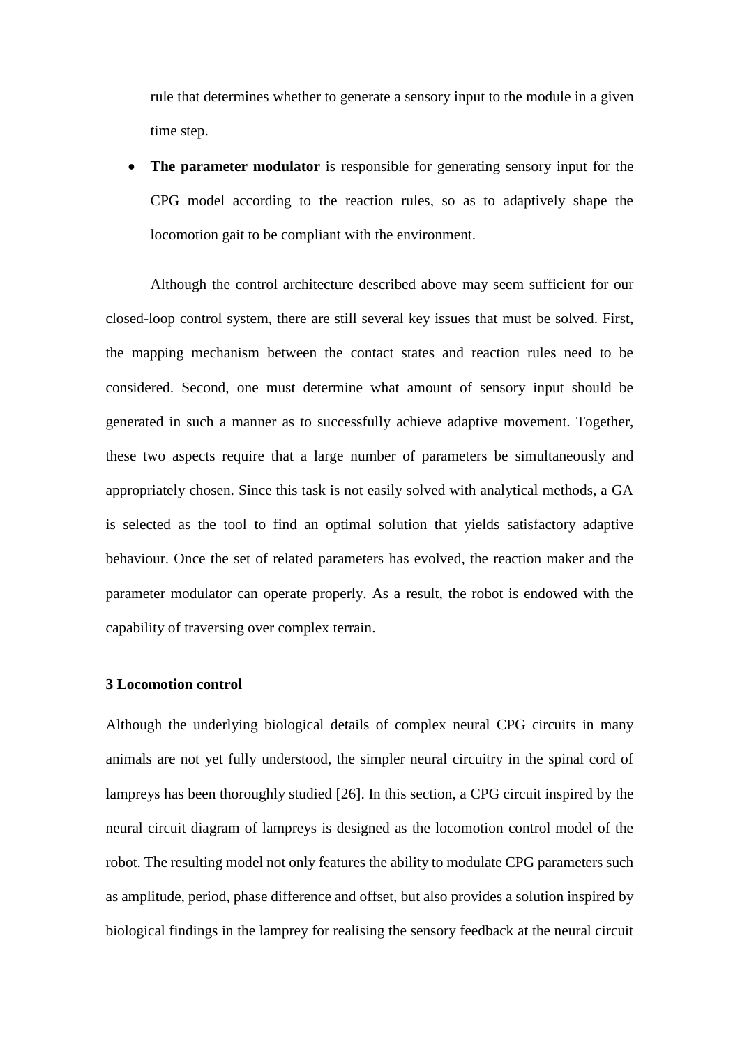rule that determines whether to generate a sensory input to the module in a given time step.

- **The parameter modulator** is responsible for generating sensory input for the CPG model according to the reaction rules, so as to adaptively shape the locomotion gait to be compliant with the environment.

Although the control architecture described above may seem sufficient for our closed-loop control system, there are still several key issues that must be solved. First, the mapping mechanism between the contact states and reaction rules need to be considered. Second, one must determine what amount of sensory input should be generated in such a manner as to successfully achieve adaptive movement. Together, these two aspects require that a large number of parameters be simultaneously and appropriately chosen. Since this task is not easily solved with analytical methods, a GA is selected as the tool to find an optimal solution that yields satisfactory adaptive behaviour. Once the set of related parameters has evolved, the reaction maker and the parameter modulator can operate properly. As a result, the robot is endowed with the capability of traversing over complex terrain.

### 3 Locomotion control

Although the underlying biological details of complex neural CPG circuits in many animals are not yet fully understood, the simpler neural circuitry in the spinal cord of lampreys has been thoroughly studied [26]. In this section, a CPG circuit inspired by the neural circuit diagram of lampreys is designed as the locomotion control model of the robot. The resulting model not only features the ability to modulate CPG parameters such as amplitude, period, phase difference and offset, but also provides a solution inspired by biological findings in the lamprey for realising the sensory feedback at the neural circuit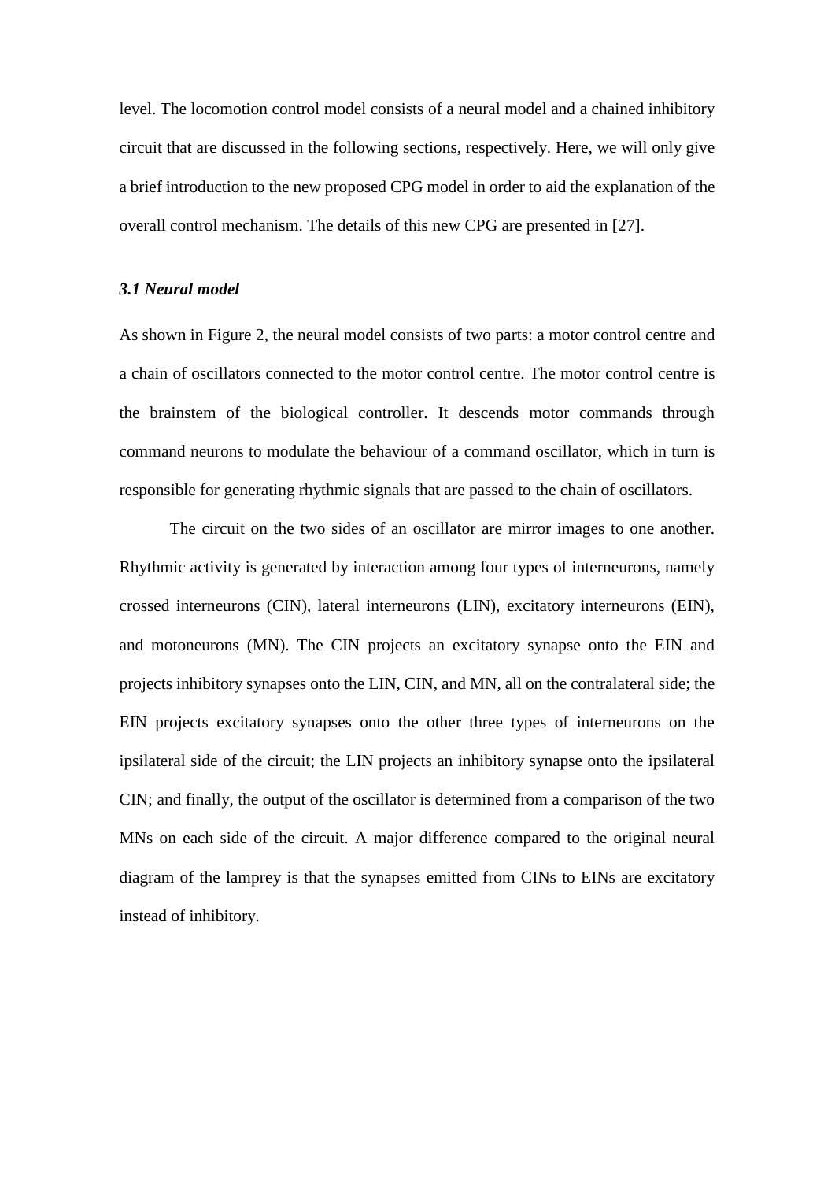level. The locomotion control model consists of a neural model and a chained inhibitory circuit that are discussed in the following sections, respectively. Here, we will only give a brief introduction to the new proposed CPG model in order to aid the explanation of the overall control mechanism. The details of this new CPG are presented in [27].

### *3.1 Neural model*

As shown in Figure 2, the neural model consists of two parts: a motor control centre and a chain of oscillators connected to the motor control centre. The motor control centre is the brainstem of the biological controller. It descends motor commands through command neurons to modulate the behaviour of a command oscillator, which in turn is responsible for generating rhythmic signals that are passed to the chain of oscillators.

The circuit on the two sides of an oscillator are mirror images to one another. Rhythmic activity is generated by interaction among four types of interneurons, namely crossed interneurons (CIN), lateral interneurons (LIN), excitatory interneurons (EIN), and motoneurons (MN). The CIN projects an excitatory synapse onto the EIN and projects inhibitory synapses onto the LIN, CIN, and MN, all on the contralateral side; the EIN projects excitatory synapses onto the other three types of interneurons on the ipsilateral side of the circuit; the LIN projects an inhibitory synapse onto the ipsilateral CIN; and finally, the output of the oscillator is determined from a comparison of the two MNs on each side of the circuit. A major difference compared to the original neural diagram of the lamprey is that the synapses emitted from CINs to EINs are excitatory instead of inhibitory.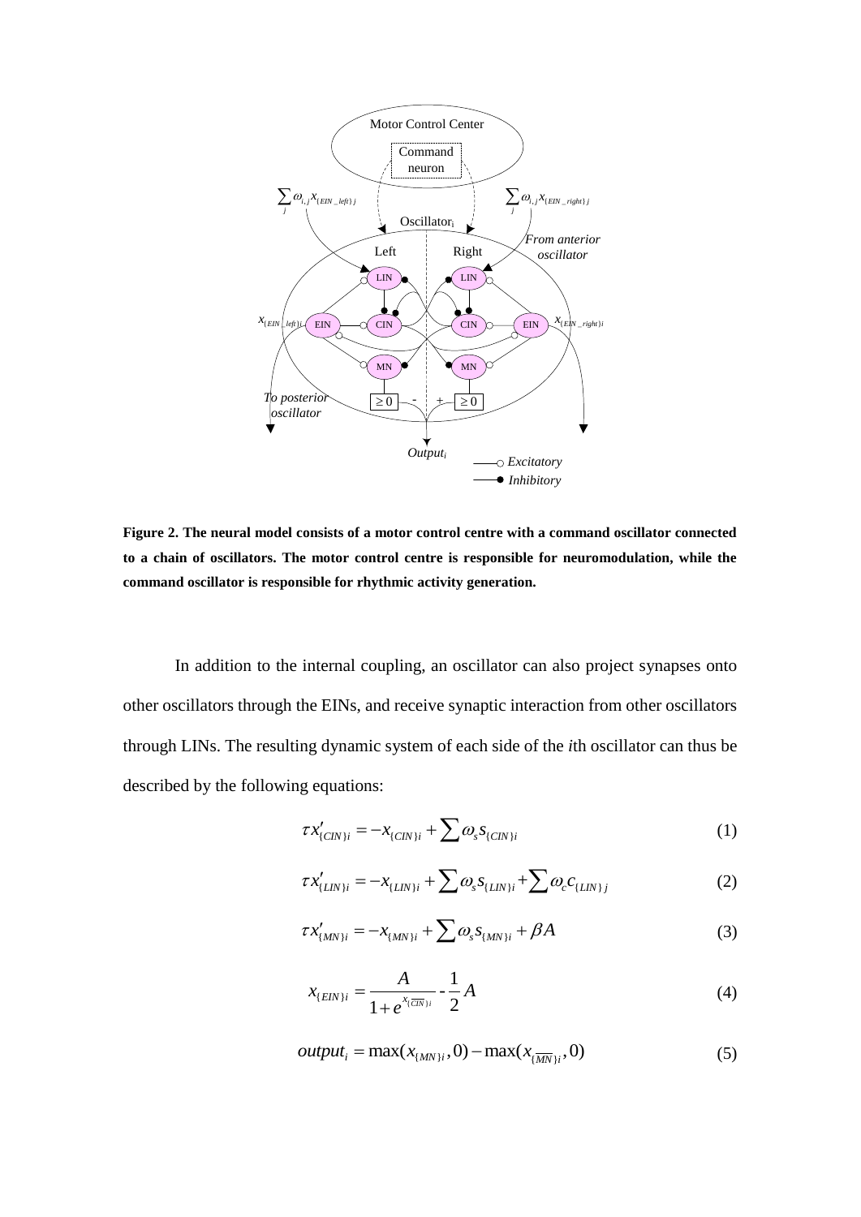**Figure 2. The neural model consists of a motor control centre with a command oscillator connected to a chain of oscillators. The motor control centre is responsible for neuromodulation, while the command oscillator is responsible for rhythmic activity generation.**

In addition to the internal coupling, an oscillator can also project synapses onto other oscillators through the EINs, and receive synaptic interaction from other oscillators through LINs. The resulting dynamic system of each side of the *i*th oscillator can thus be described by the following equations:

$$\tau x'_{\{CIN\}i} = -x_{\{CIN\}i} + \sum \omega_s s_{\{CIN\}i} \tag{1}$$

$$\tau x'_{\{LIN\}i} = -x_{\{LIN\}i} + \sum \omega_s s_{\{LIN\}i} + \sum \omega_c c_{\{LIN\}j} \tag{2}$$

$$\tau x'_{\{MN\}i} = -x_{\{MN\}i} + \sum \omega_s s_{\{MN\}i} + \beta A \tag{3}$$

$$x_{\{EIN\}i} = \frac{A}{1 + e^{x_{\{\overline{CIN}\}i}}} - \frac{1}{2} A \tag{4}$$

$$output_i = \max(x_{\{MN\}i}, 0) - \max(x_{\{\overline{MN}\}i}, 0) \tag{5}$$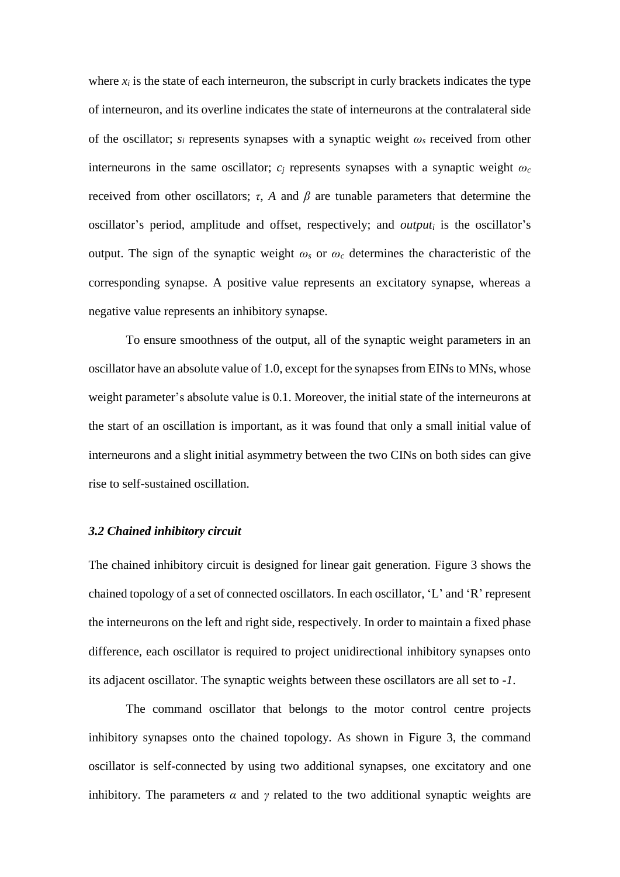where $x_i$ is the state of each interneuron, the subscript in curly brackets indicates the type of interneuron, and its overline indicates the state of interneurons at the contralateral side of the oscillator; $s_i$ represents synapses with a synaptic weight $\omega_s$ received from other interneurons in the same oscillator; $c_j$ represents synapses with a synaptic weight $\omega_c$ received from other oscillators; $\tau$, $A$ and $\beta$ are tunable parameters that determine the oscillator's period, amplitude and offset, respectively; and $output_i$ is the oscillator's output. The sign of the synaptic weight $\omega_s$ or $\omega_c$ determines the characteristic of the corresponding synapse. A positive value represents an excitatory synapse, whereas a negative value represents an inhibitory synapse.

To ensure smoothness of the output, all of the synaptic weight parameters in an oscillator have an absolute value of 1.0, except for the synapses from EINs to MNs, whose weight parameter's absolute value is 0.1. Moreover, the initial state of the interneurons at the start of an oscillation is important, as it was found that only a small initial value of interneurons and a slight initial asymmetry between the two CINs on both sides can give rise to self-sustained oscillation.

### *3.2 Chained inhibitory circuit*

The chained inhibitory circuit is designed for linear gait generation. Figure 3 shows the chained topology of a set of connected oscillators. In each oscillator, 'L' and 'R' represent the interneurons on the left and right side, respectively. In order to maintain a fixed phase difference, each oscillator is required to project unidirectional inhibitory synapses onto its adjacent oscillator. The synaptic weights between these oscillators are all set to $-1$.

The command oscillator that belongs to the motor control centre projects inhibitory synapses onto the chained topology. As shown in Figure 3, the command oscillator is self-connected by using two additional synapses, one excitatory and one inhibitory. The parameters $\alpha$ and $\gamma$ related to the two additional synaptic weights are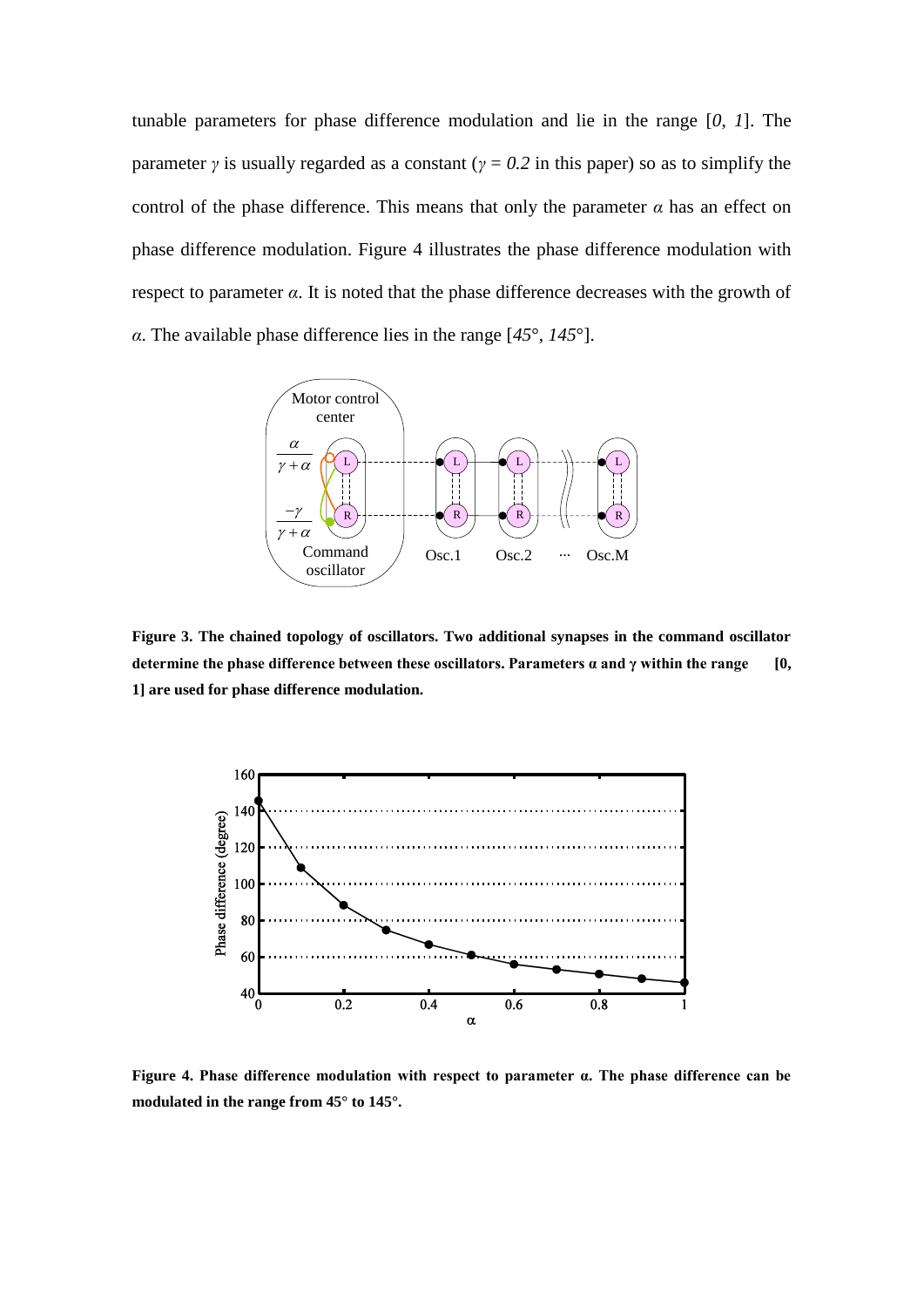tunable parameters for phase difference modulation and lie in the range [*0*, *1*]. The parameter $\gamma$ is usually regarded as a constant ($\gamma = 0.2$ in this paper) so as to simplify the control of the phase difference. This means that only the parameter $\alpha$ has an effect on phase difference modulation. Figure 4 illustrates the phase difference modulation with respect to parameter $\alpha$. It is noted that the phase difference decreases with the growth of $\alpha$. The available phase difference lies in the range [*45°*, *145°*].

**Figure 3. The chained topology of oscillators. Two additional synapses in the command oscillator determine the phase difference between these oscillators. Parameters α and γ within the range [0, 1] are used for phase difference modulation.**

**Figure 4. Phase difference modulation with respect to parameter α. The phase difference can be modulated in the range from 45° to 145°.**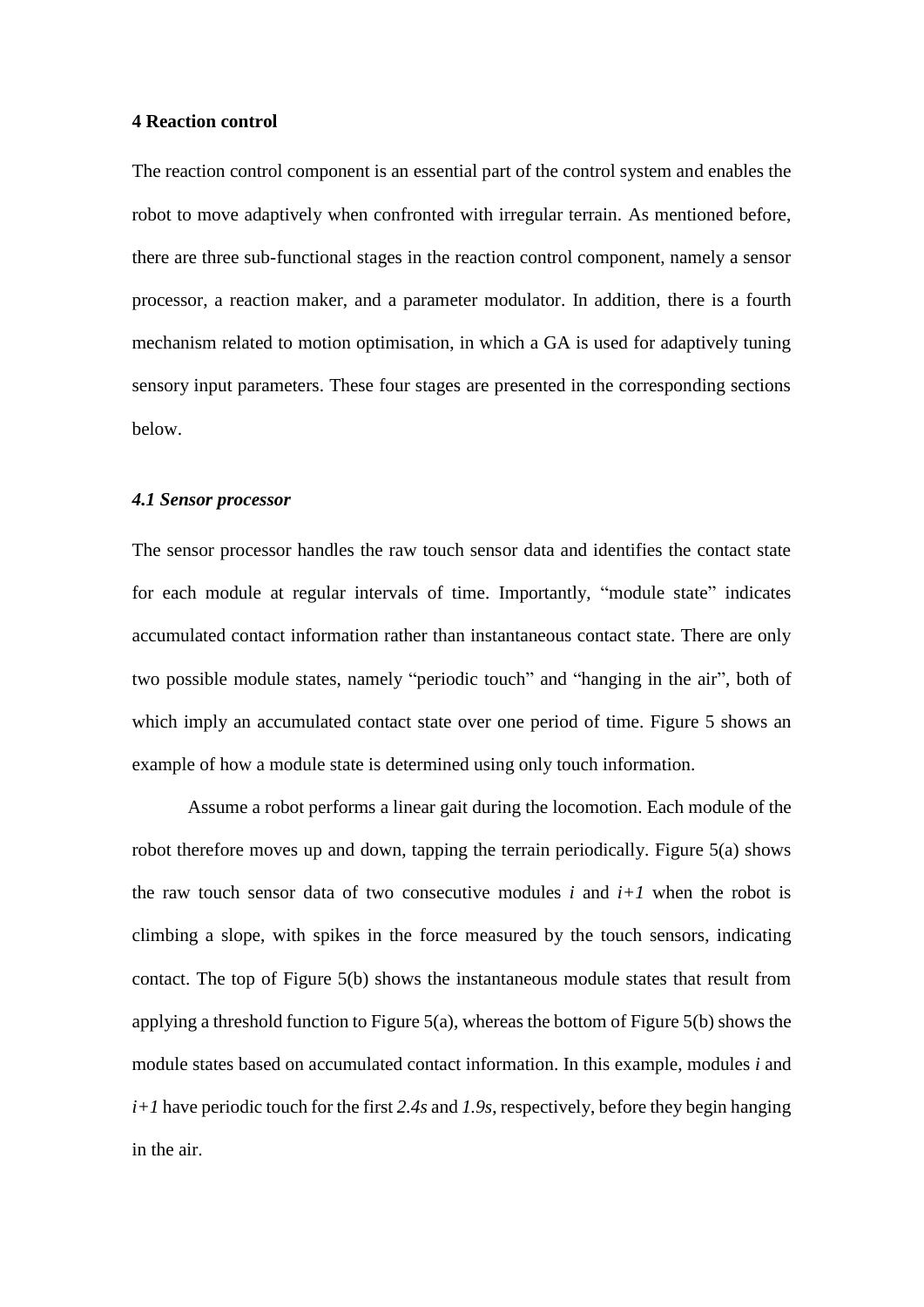## 4 Reaction control

The reaction control component is an essential part of the control system and enables the robot to move adaptively when confronted with irregular terrain. As mentioned before, there are three sub-functional stages in the reaction control component, namely a sensor processor, a reaction maker, and a parameter modulator. In addition, there is a fourth mechanism related to motion optimisation, in which a GA is used for adaptively tuning sensory input parameters. These four stages are presented in the corresponding sections below.

### *4.1 Sensor processor*

The sensor processor handles the raw touch sensor data and identifies the contact state for each module at regular intervals of time. Importantly, "module state" indicates accumulated contact information rather than instantaneous contact state. There are only two possible module states, namely "periodic touch" and "hanging in the air", both of which imply an accumulated contact state over one period of time. Figure 5 shows an example of how a module state is determined using only touch information.

Assume a robot performs a linear gait during the locomotion. Each module of the robot therefore moves up and down, tapping the terrain periodically. Figure 5(a) shows the raw touch sensor data of two consecutive modules $i$ and $i+1$ when the robot is climbing a slope, with spikes in the force measured by the touch sensors, indicating contact. The top of Figure 5(b) shows the instantaneous module states that result from applying a threshold function to Figure 5(a), whereas the bottom of Figure 5(b) shows the module states based on accumulated contact information. In this example, modules $i$ and $i+1$ have periodic touch for the first *2.4s* and *1.9s*, respectively, before they begin hanging in the air.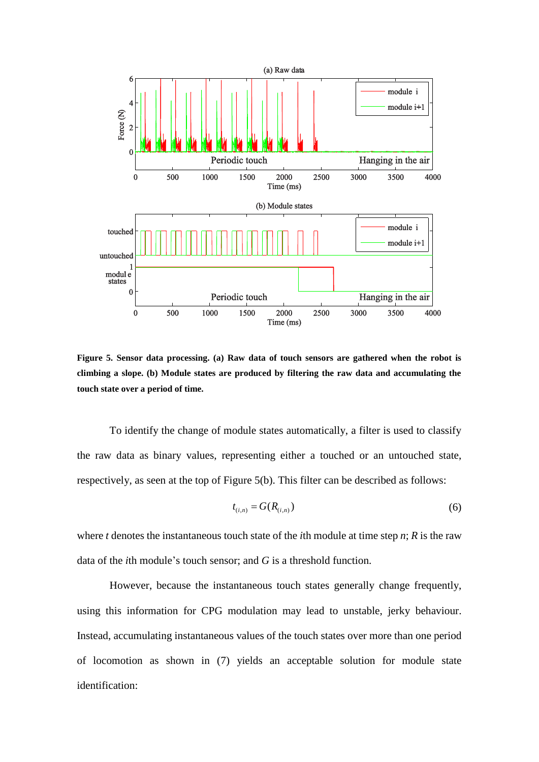Figure 5. Sensor data processing. (a) Raw data of touch sensors are gathered when the robot is climbing a slope. (b) Module states are produced by filtering the raw data and accumulating the touch state over a period of time.

To identify the change of module states automatically, a filter is used to classify the raw data as binary values, representing either a touched or an untouched state, respectively, as seen at the top of Figure 5(b). This filter can be described as follows:

$$t_{(i,n)} = G(R_{(i,n)}) \tag{6}$$

where $t$ denotes the instantaneous touch state of the $i$th module at time step $n$; $R$ is the raw data of the $i$th module's touch sensor; and $G$ is a threshold function.

However, because the instantaneous touch states generally change frequently, using this information for CPG modulation may lead to unstable, jerky behaviour. Instead, accumulating instantaneous values of the touch states over more than one period of locomotion as shown in (7) yields an acceptable solution for module state identification: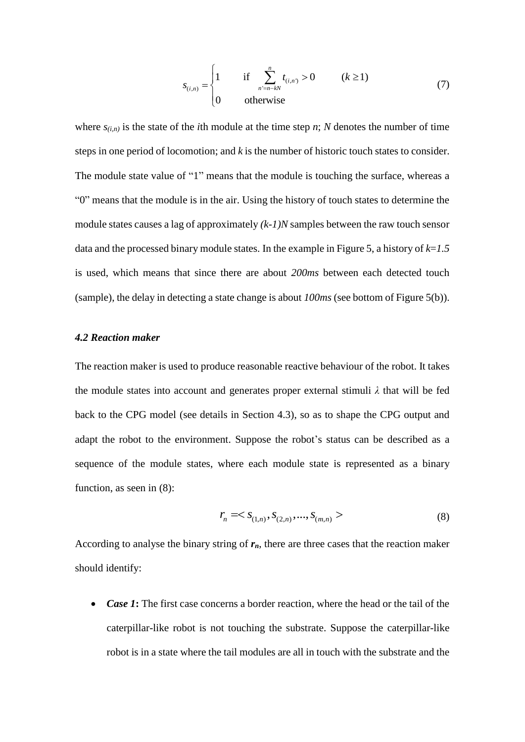$$s_{(i,n)} = \begin{cases} 1 & \text{if} \quad \sum_{n'=n-kN}^{n} t_{(i,n')} > 0 \qquad (k \geq 1) \\ 0 & \text{otherwise} \end{cases} \tag{7}$$

where $s_{(i,n)}$ is the state of the $i$th module at the time step $n$; $N$ denotes the number of time steps in one period of locomotion; and $k$ is the number of historic touch states to consider. The module state value of "1" means that the module is touching the surface, whereas a "0" means that the module is in the air. Using the history of touch states to determine the module states causes a lag of approximately $(k-1)N$ samples between the raw touch sensor data and the processed binary module states. In the example in Figure 5, a history of $k=1.5$ is used, which means that since there are about *200ms* between each detected touch (sample), the delay in detecting a state change is about *100ms* (see bottom of Figure 5(b)).

### *4.2 Reaction maker*

The reaction maker is used to produce reasonable reactive behaviour of the robot. It takes the module states into account and generates proper external stimuli $\lambda$ that will be fed back to the CPG model (see details in Section 4.3), so as to shape the CPG output and adapt the robot to the environment. Suppose the robot's status can be described as a sequence of the module states, where each module state is represented as a binary function, as seen in (8):

$$r_n = < s_{(1,n)}, s_{(2,n)}, ..., s_{(m,n)} > \tag{8}$$

According to analyse the binary string of $\boldsymbol{r_n}$, there are three cases that the reaction maker should identify:

- ***Case 1*:** The first case concerns a border reaction, where the head or the tail of the caterpillar-like robot is not touching the substrate. Suppose the caterpillar-like robot is in a state where the tail modules are all in touch with the substrate and the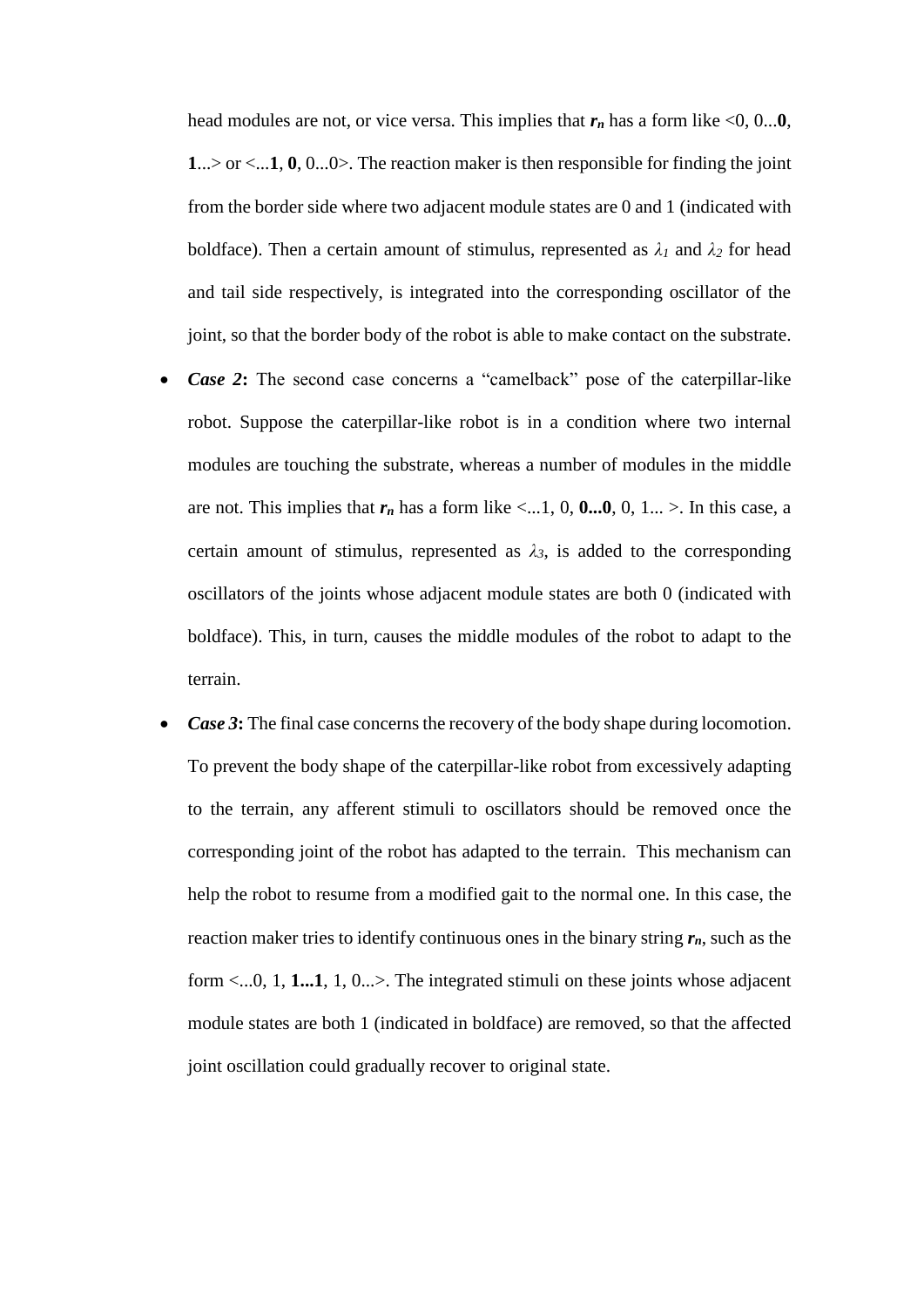head modules are not, or vice versa. This implies that $\boldsymbol{r_n}$ has a form like <0, 0...**0**, **1**...> or <...**1**, **0**, 0...0>. The reaction maker is then responsible for finding the joint from the border side where two adjacent module states are 0 and 1 (indicated with boldface). Then a certain amount of stimulus, represented as $\lambda_1$ and $\lambda_2$ for head and tail side respectively, is integrated into the corresponding oscillator of the joint, so that the border body of the robot is able to make contact on the substrate.

- ***Case 2*****:** The second case concerns a "camelback" pose of the caterpillar-like robot. Suppose the caterpillar-like robot is in a condition where two internal modules are touching the substrate, whereas a number of modules in the middle are not. This implies that $\boldsymbol{r_n}$ has a form like <...1, 0, **0...0**, 0, 1... >. In this case, a certain amount of stimulus, represented as $\lambda_3$, is added to the corresponding oscillators of the joints whose adjacent module states are both 0 (indicated with boldface). This, in turn, causes the middle modules of the robot to adapt to the terrain.
- ***Case 3*****:** The final case concerns the recovery of the body shape during locomotion. To prevent the body shape of the caterpillar-like robot from excessively adapting to the terrain, any afferent stimuli to oscillators should be removed once the corresponding joint of the robot has adapted to the terrain. This mechanism can help the robot to resume from a modified gait to the normal one. In this case, the reaction maker tries to identify continuous ones in the binary string $\boldsymbol{r_n}$, such as the form <...0, 1, **1...1**, 1, 0...>. The integrated stimuli on these joints whose adjacent module states are both 1 (indicated in boldface) are removed, so that the affected joint oscillation could gradually recover to original state.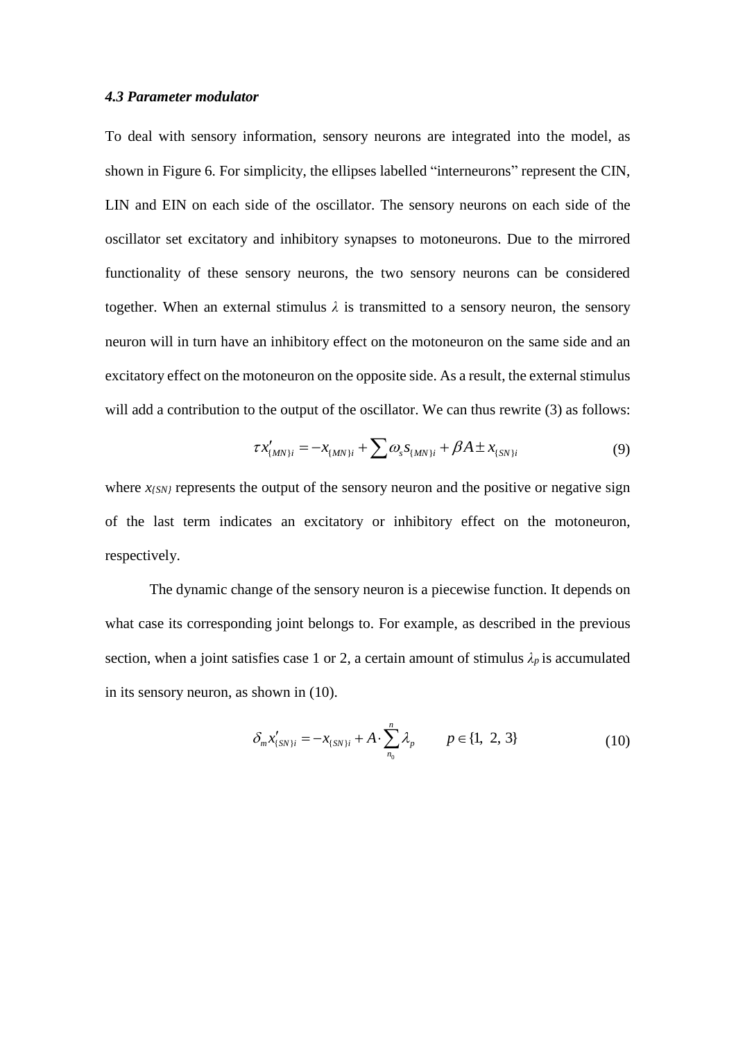### *4.3 Parameter modulator*

To deal with sensory information, sensory neurons are integrated into the model, as shown in Figure 6. For simplicity, the ellipses labelled "interneurons" represent the CIN, LIN and EIN on each side of the oscillator. The sensory neurons on each side of the oscillator set excitatory and inhibitory synapses to motoneurons. Due to the mirrored functionality of these sensory neurons, the two sensory neurons can be considered together. When an external stimulus $\lambda$ is transmitted to a sensory neuron, the sensory neuron will in turn have an inhibitory effect on the motoneuron on the same side and an excitatory effect on the motoneuron on the opposite side. As a result, the external stimulus will add a contribution to the output of the oscillator. We can thus rewrite (3) as follows:

$$\tau x'_{\{MN\}i} = -x_{\{MN\}i} + \sum \omega_s s_{\{MN\}i} + \beta A \pm x_{\{SN\}i} \tag{9}$$

where $x_{\{SN\}}$ represents the output of the sensory neuron and the positive or negative sign of the last term indicates an excitatory or inhibitory effect on the motoneuron, respectively.

The dynamic change of the sensory neuron is a piecewise function. It depends on what case its corresponding joint belongs to. For example, as described in the previous section, when a joint satisfies case 1 or 2, a certain amount of stimulus $\lambda_p$ is accumulated in its sensory neuron, as shown in (10).

$$\delta_m x'_{\{SN\}i} = -x_{\{SN\}i} + A \cdot \sum_{n_0}^{n} \lambda_p \qquad p \in \{1,\ 2,\ 3\} \tag{10}$$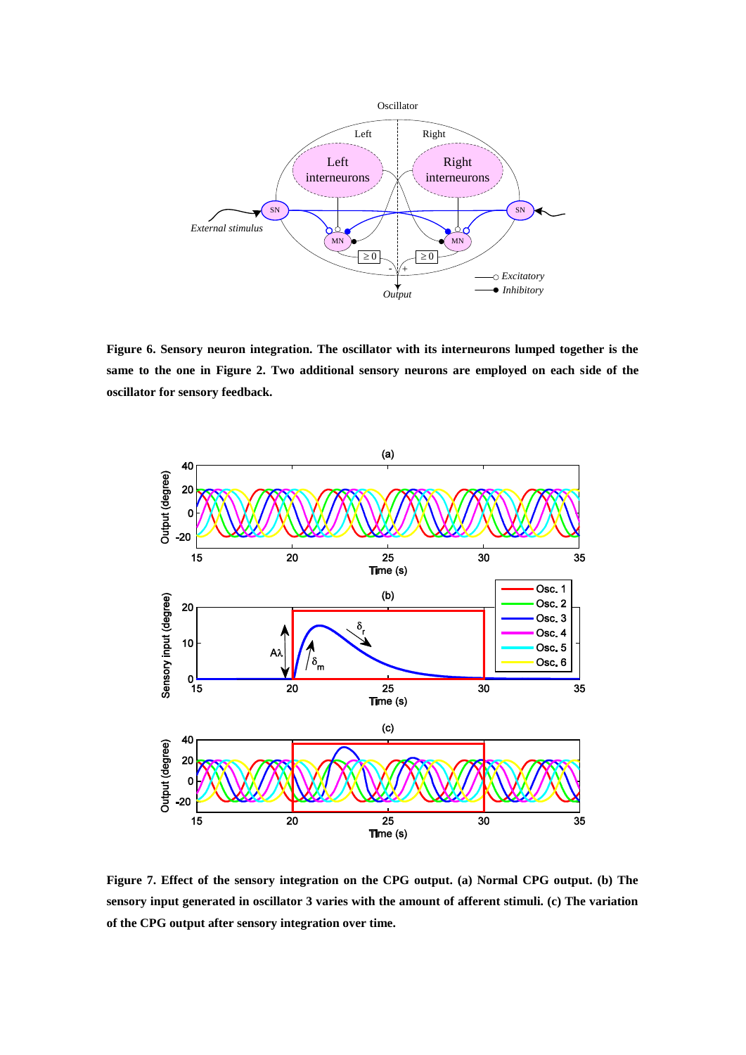**Figure 6. Sensory neuron integration. The oscillator with its interneurons lumped together is the same to the one in Figure 2. Two additional sensory neurons are employed on each side of the oscillator for sensory feedback.**

**Figure 7. Effect of the sensory integration on the CPG output. (a) Normal CPG output. (b) The sensory input generated in oscillator 3 varies with the amount of afferent stimuli. (c) The variation of the CPG output after sensory integration over time.**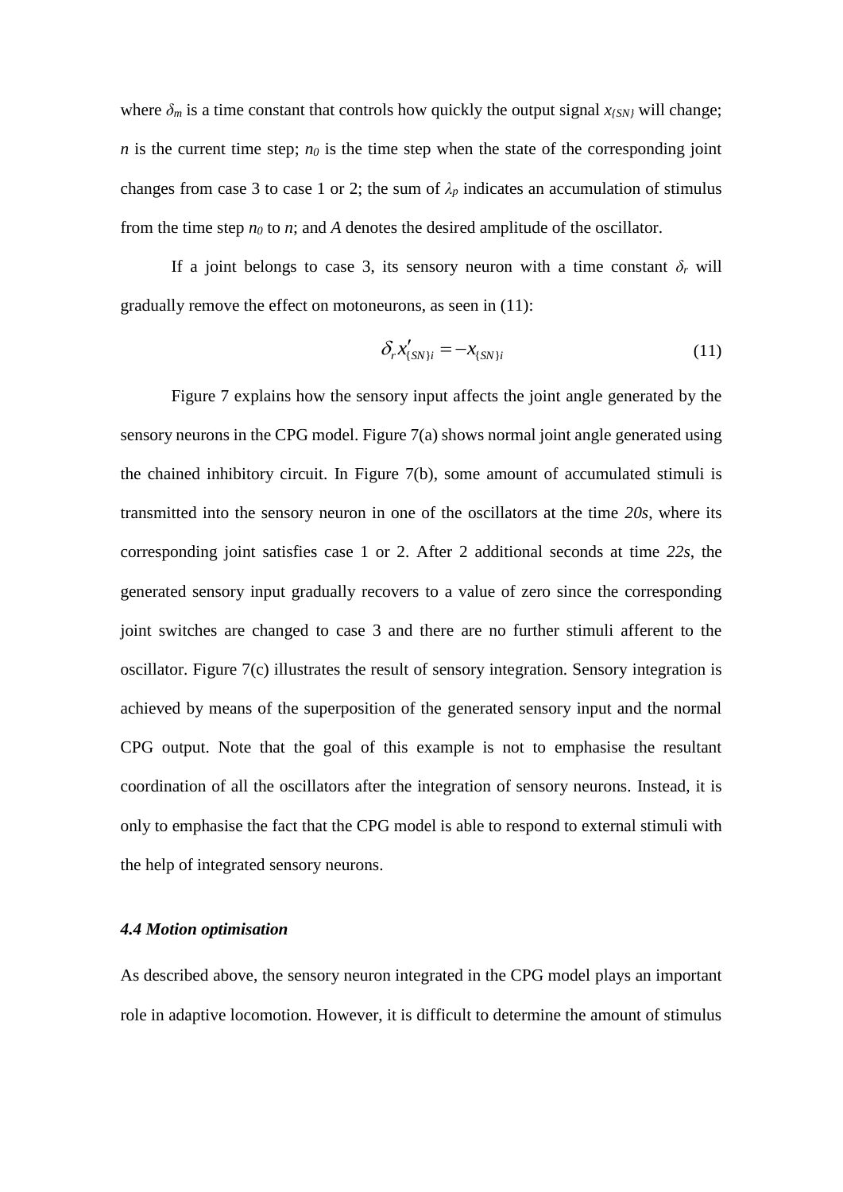where $\delta_m$ is a time constant that controls how quickly the output signal $x_{\{SN\}}$ will change; $n$ is the current time step; $n_0$ is the time step when the state of the corresponding joint changes from case 3 to case 1 or 2; the sum of $\lambda_p$ indicates an accumulation of stimulus from the time step $n_0$ to $n$; and $A$ denotes the desired amplitude of the oscillator.

If a joint belongs to case 3, its sensory neuron with a time constant $\delta_r$ will gradually remove the effect on motoneurons, as seen in (11):

$$\delta_r x'_{\{SN\}i} = -x_{\{SN\}i} \tag{11}$$

Figure 7 explains how the sensory input affects the joint angle generated by the sensory neurons in the CPG model. Figure 7(a) shows normal joint angle generated using the chained inhibitory circuit. In Figure 7(b), some amount of accumulated stimuli is transmitted into the sensory neuron in one of the oscillators at the time *20s*, where its corresponding joint satisfies case 1 or 2. After 2 additional seconds at time *22s*, the generated sensory input gradually recovers to a value of zero since the corresponding joint switches are changed to case 3 and there are no further stimuli afferent to the oscillator. Figure 7(c) illustrates the result of sensory integration. Sensory integration is achieved by means of the superposition of the generated sensory input and the normal CPG output. Note that the goal of this example is not to emphasise the resultant coordination of all the oscillators after the integration of sensory neurons. Instead, it is only to emphasise the fact that the CPG model is able to respond to external stimuli with the help of integrated sensory neurons.

### *4.4 Motion optimisation*

As described above, the sensory neuron integrated in the CPG model plays an important role in adaptive locomotion. However, it is difficult to determine the amount of stimulus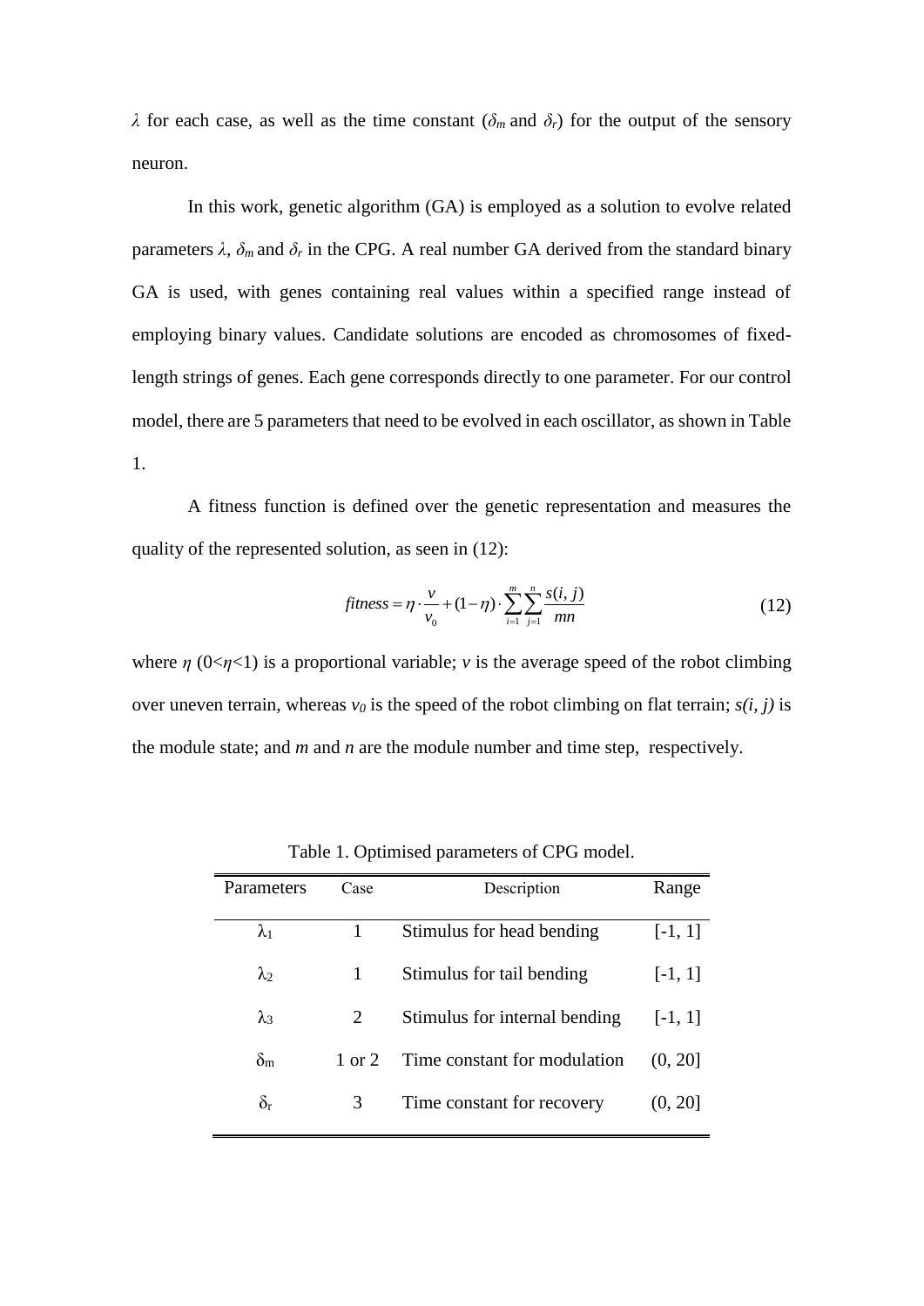$\lambda$ for each case, as well as the time constant ($\delta_m$ and $\delta_r$) for the output of the sensory neuron.

In this work, genetic algorithm (GA) is employed as a solution to evolve related parameters $\lambda$, $\delta_m$ and $\delta_r$ in the CPG. A real number GA derived from the standard binary GA is used, with genes containing real values within a specified range instead of employing binary values. Candidate solutions are encoded as chromosomes of fixed-length strings of genes. Each gene corresponds directly to one parameter. For our control model, there are 5 parameters that need to be evolved in each oscillator, as shown in Table 1.

A fitness function is defined over the genetic representation and measures the quality of the represented solution, as seen in (12):

$$fitness = \eta \cdot \frac{v}{v_0} + (1-\eta) \cdot \sum_{i=1}^{m} \sum_{j=1}^{n} \frac{s(i,j)}{mn} \tag{12}$$

where $\eta$ ($0<\eta<1$) is a proportional variable; $v$ is the average speed of the robot climbing over uneven terrain, whereas $v_0$ is the speed of the robot climbing on flat terrain; $s(i, j)$ is the module state; and $m$ and $n$ are the module number and time step, respectively.

Table 1. Optimised parameters of CPG model.

| Parameters | Case | Description | Range |
|---|---|---|---|
| $\lambda_1$ | 1 | Stimulus for head bending | [-1, 1] |
| $\lambda_2$ | 1 | Stimulus for tail bending | [-1, 1] |
| $\lambda_3$ | 2 | Stimulus for internal bending | [-1, 1] |
| $\delta_m$ | 1 or 2 | Time constant for modulation | (0, 20] |
| $\delta_r$ | 3 | Time constant for recovery | (0, 20] |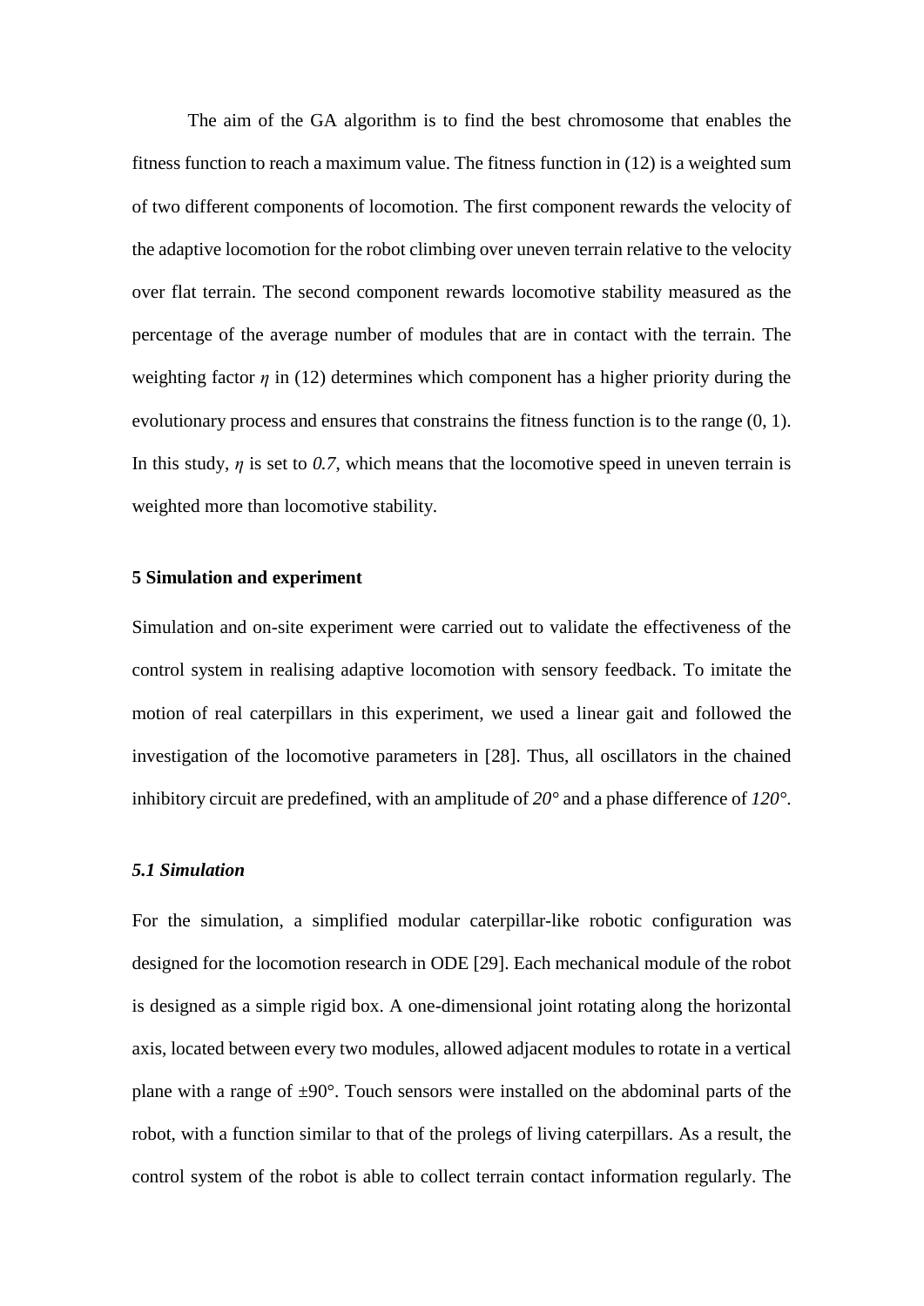The aim of the GA algorithm is to find the best chromosome that enables the fitness function to reach a maximum value. The fitness function in (12) is a weighted sum of two different components of locomotion. The first component rewards the velocity of the adaptive locomotion for the robot climbing over uneven terrain relative to the velocity over flat terrain. The second component rewards locomotive stability measured as the percentage of the average number of modules that are in contact with the terrain. The weighting factor $\eta$ in (12) determines which component has a higher priority during the evolutionary process and ensures that constrains the fitness function is to the range (0, 1). In this study, $\eta$ is set to *0.7*, which means that the locomotive speed in uneven terrain is weighted more than locomotive stability.

## 5 Simulation and experiment

Simulation and on-site experiment were carried out to validate the effectiveness of the control system in realising adaptive locomotion with sensory feedback. To imitate the motion of real caterpillars in this experiment, we used a linear gait and followed the investigation of the locomotive parameters in [28]. Thus, all oscillators in the chained inhibitory circuit are predefined, with an amplitude of *20°* and a phase difference of *120°*.

### *5.1 Simulation*

For the simulation, a simplified modular caterpillar-like robotic configuration was designed for the locomotion research in ODE [29]. Each mechanical module of the robot is designed as a simple rigid box. A one-dimensional joint rotating along the horizontal axis, located between every two modules, allowed adjacent modules to rotate in a vertical plane with a range of ±90°. Touch sensors were installed on the abdominal parts of the robot, with a function similar to that of the prolegs of living caterpillars. As a result, the control system of the robot is able to collect terrain contact information regularly. The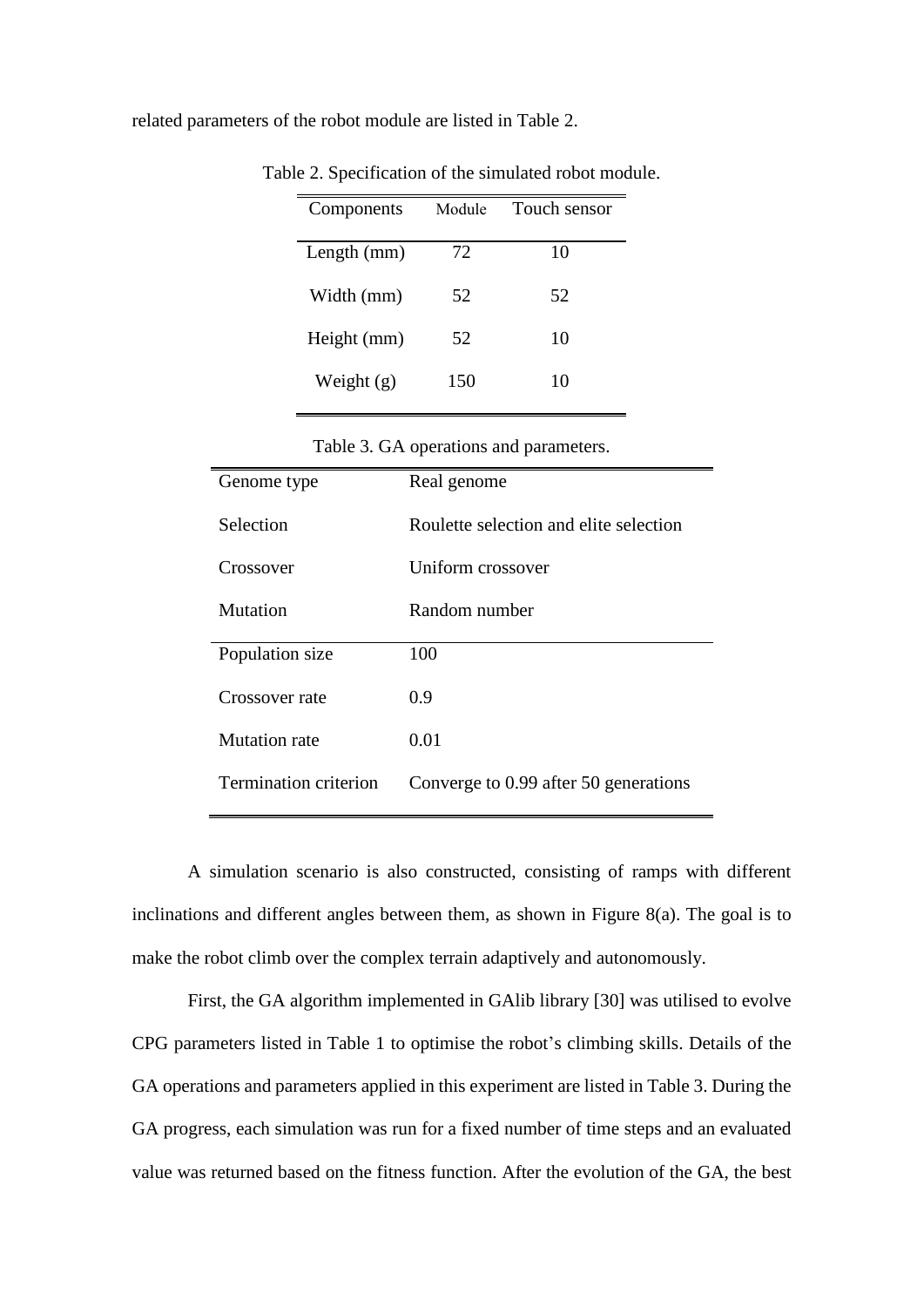related parameters of the robot module are listed in Table 2.

Table 2. Specification of the simulated robot module.

| Components | Module | Touch sensor |
|---|---|---|
| Length (mm) | 72 | 10 |
| Width (mm) | 52 | 52 |
| Height (mm) | 52 | 10 |
| Weight (g) | 150 | 10 |

Table 3. GA operations and parameters.

| | |
|---|---|
| Genome type | Real genome |
| Selection | Roulette selection and elite selection |
| Crossover | Uniform crossover |
| Mutation | Random number |
| Population size | 100 |
| Crossover rate | 0.9 |
| Mutation rate | 0.01 |
| Termination criterion | Converge to 0.99 after 50 generations |

A simulation scenario is also constructed, consisting of ramps with different inclinations and different angles between them, as shown in Figure 8(a). The goal is to make the robot climb over the complex terrain adaptively and autonomously.

First, the GA algorithm implemented in GAlib library [30] was utilised to evolve CPG parameters listed in Table 1 to optimise the robot's climbing skills. Details of the GA operations and parameters applied in this experiment are listed in Table 3. During the GA progress, each simulation was run for a fixed number of time steps and an evaluated value was returned based on the fitness function. After the evolution of the GA, the best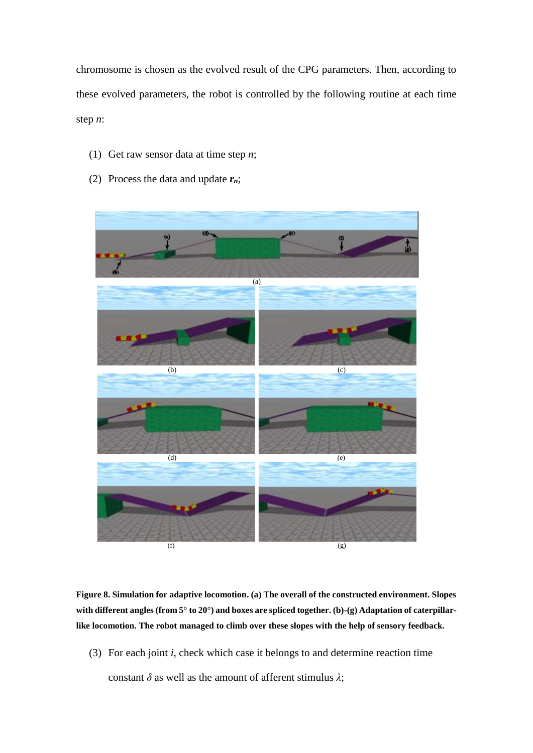chromosome is chosen as the evolved result of the CPG parameters. Then, according to these evolved parameters, the robot is controlled by the following routine at each time step $n$:

(1) Get raw sensor data at time step $n$;

(2) Process the data and update $\boldsymbol{r}_n$;

**Figure 8. Simulation for adaptive locomotion. (a) The overall of the constructed environment. Slopes with different angles (from 5° to 20°) and boxes are spliced together. (b)-(g) Adaptation of caterpillar-like locomotion. The robot managed to climb over these slopes with the help of sensory feedback.**

(3) For each joint $i$, check which case it belongs to and determine reaction time constant $\delta$ as well as the amount of afferent stimulus $\lambda$;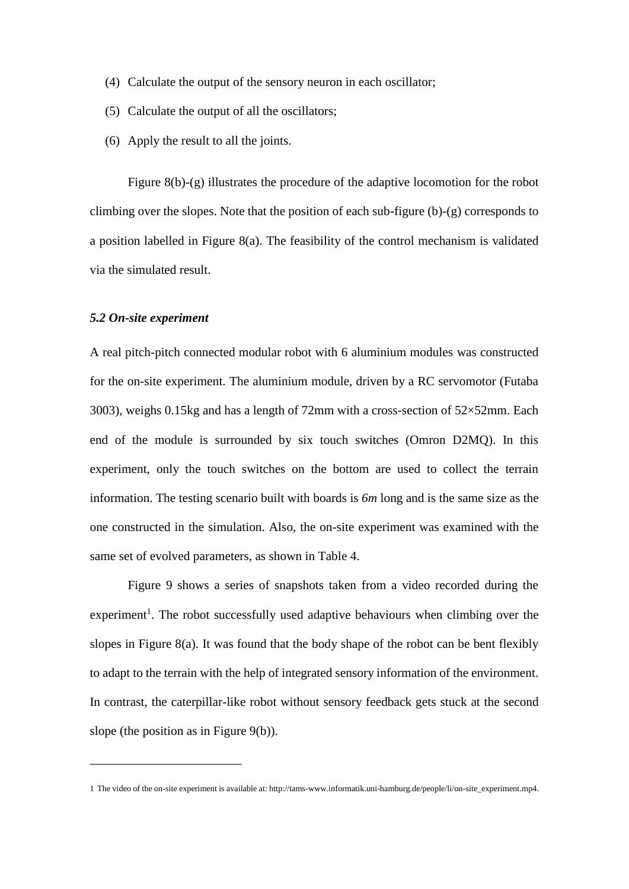(4) Calculate the output of the sensory neuron in each oscillator;

(5) Calculate the output of all the oscillators;

(6) Apply the result to all the joints.

Figure 8(b)-(g) illustrates the procedure of the adaptive locomotion for the robot climbing over the slopes. Note that the position of each sub-figure (b)-(g) corresponds to a position labelled in Figure 8(a). The feasibility of the control mechanism is validated via the simulated result.

### *5.2 On-site experiment*

A real pitch-pitch connected modular robot with 6 aluminium modules was constructed for the on-site experiment. The aluminium module, driven by a RC servomotor (Futaba 3003), weighs 0.15kg and has a length of 72mm with a cross-section of 52×52mm. Each end of the module is surrounded by six touch switches (Omron D2MQ). In this experiment, only the touch switches on the bottom are used to collect the terrain information. The testing scenario built with boards is *6m* long and is the same size as the one constructed in the simulation. Also, the on-site experiment was examined with the same set of evolved parameters, as shown in Table 4.

Figure 9 shows a series of snapshots taken from a video recorded during the experiment[1]. The robot successfully used adaptive behaviours when climbing over the slopes in Figure 8(a). It was found that the body shape of the robot can be bent flexibly to adapt to the terrain with the help of integrated sensory information of the environment. In contrast, the caterpillar-like robot without sensory feedback gets stuck at the second slope (the position as in Figure 9(b)).

---

1 The video of the on-site experiment is available at: http://tams-www.informatik.uni-hamburg.de/people/li/on-site_experiment.mp4.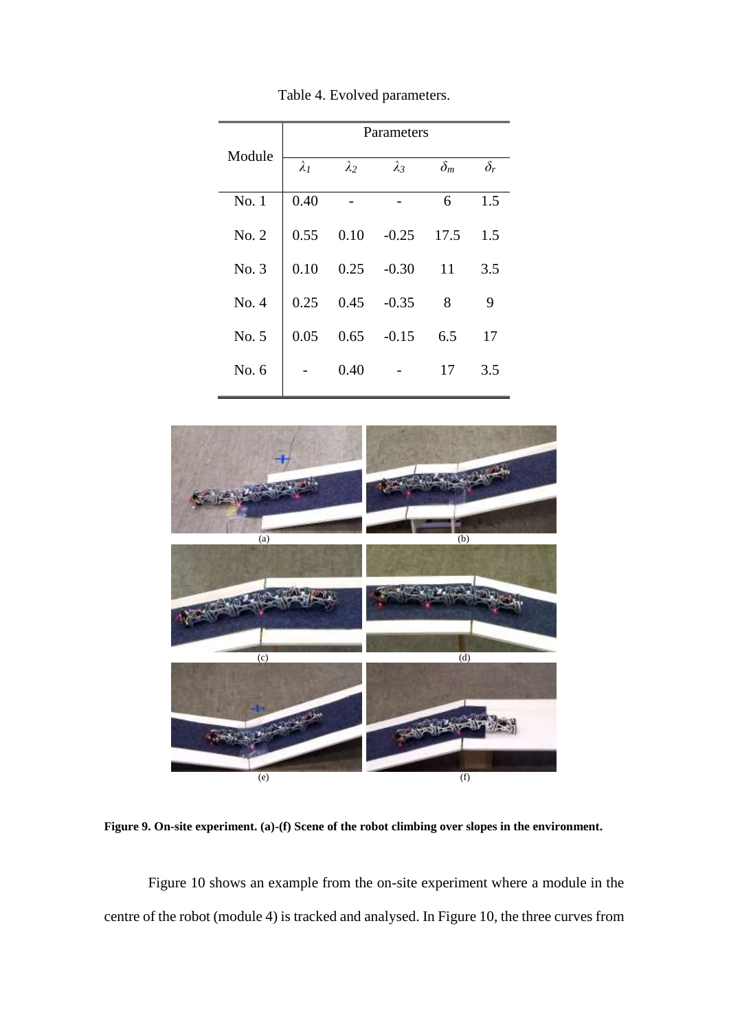Table 4. Evolved parameters.

| Module | Parameters | | | | |
|---|---|---|---|---|---|
| | $\lambda_1$ | $\lambda_2$ | $\lambda_3$ | $\delta_m$ | $\delta_r$ |
| No. 1 | 0.40 | - | - | 6 | 1.5 |
| No. 2 | 0.55 | 0.10 | -0.25 | 17.5 | 1.5 |
| No. 3 | 0.10 | 0.25 | -0.30 | 11 | 3.5 |
| No. 4 | 0.25 | 0.45 | -0.35 | 8 | 9 |
| No. 5 | 0.05 | 0.65 | -0.15 | 6.5 | 17 |
| No. 6 | - | 0.40 | - | 17 | 3.5 |

**Figure 9. On-site experiment. (a)-(f) Scene of the robot climbing over slopes in the environment.**

Figure 10 shows an example from the on-site experiment where a module in the centre of the robot (module 4) is tracked and analysed. In Figure 10, the three curves from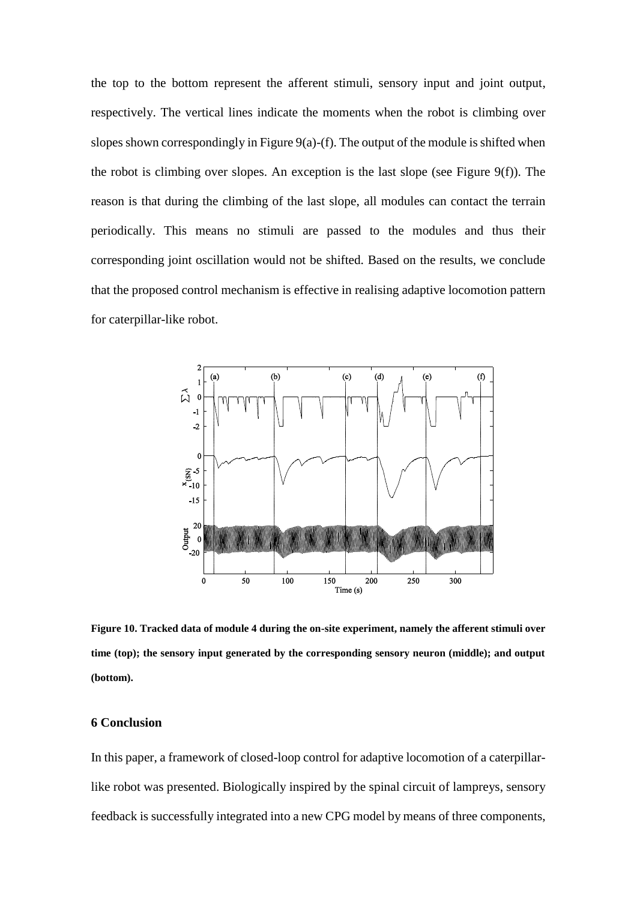the top to the bottom represent the afferent stimuli, sensory input and joint output, respectively. The vertical lines indicate the moments when the robot is climbing over slopes shown correspondingly in Figure 9(a)-(f). The output of the module is shifted when the robot is climbing over slopes. An exception is the last slope (see Figure 9(f)). The reason is that during the climbing of the last slope, all modules can contact the terrain periodically. This means no stimuli are passed to the modules and thus their corresponding joint oscillation would not be shifted. Based on the results, we conclude that the proposed control mechanism is effective in realising adaptive locomotion pattern for caterpillar-like robot.

**Figure 10. Tracked data of module 4 during the on-site experiment, namely the afferent stimuli over time (top); the sensory input generated by the corresponding sensory neuron (middle); and output (bottom).**

## 6 Conclusion

In this paper, a framework of closed-loop control for adaptive locomotion of a caterpillar-like robot was presented. Biologically inspired by the spinal circuit of lampreys, sensory feedback is successfully integrated into a new CPG model by means of three components,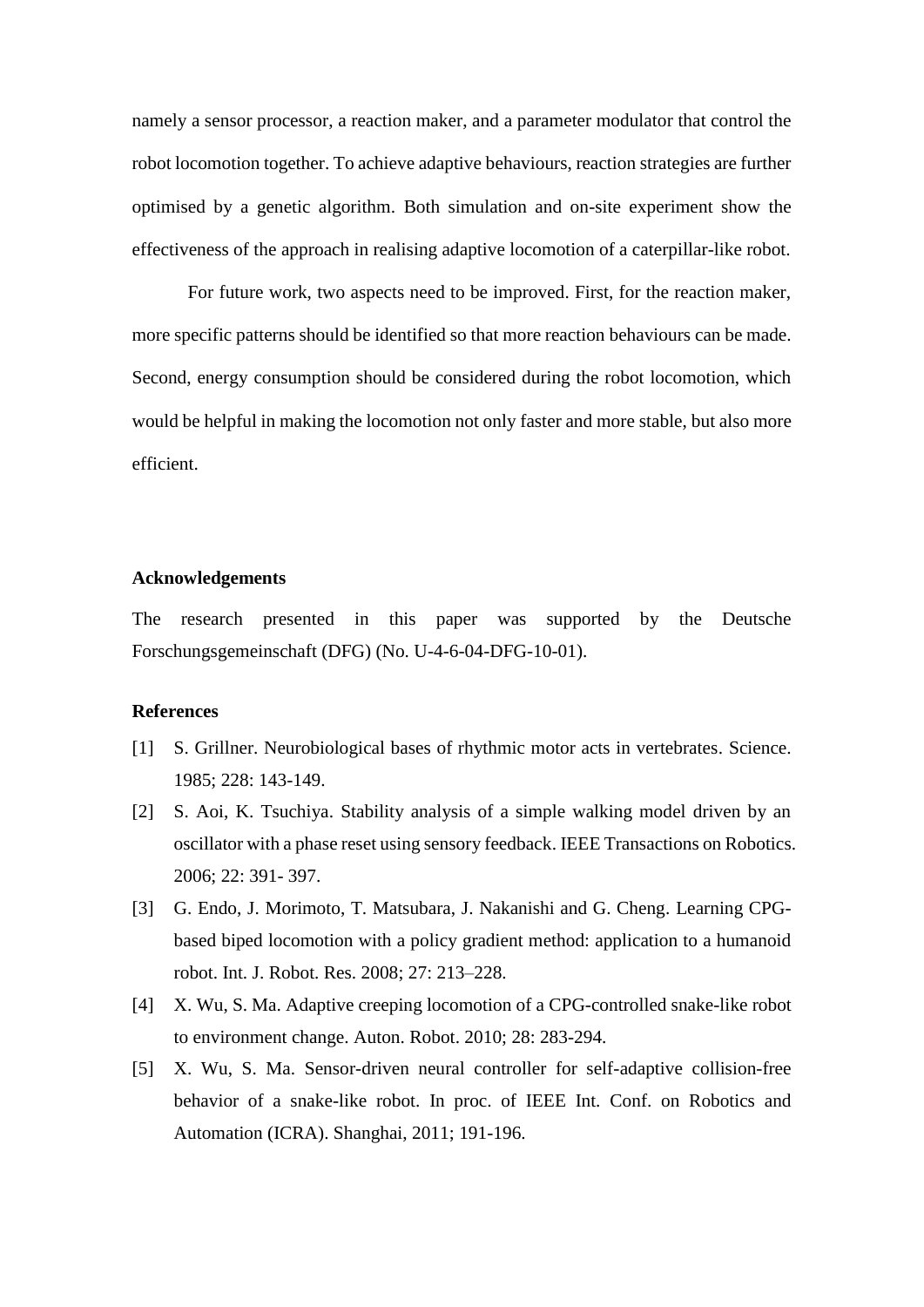namely a sensor processor, a reaction maker, and a parameter modulator that control the robot locomotion together. To achieve adaptive behaviours, reaction strategies are further optimised by a genetic algorithm. Both simulation and on-site experiment show the effectiveness of the approach in realising adaptive locomotion of a caterpillar-like robot.

For future work, two aspects need to be improved. First, for the reaction maker, more specific patterns should be identified so that more reaction behaviours can be made. Second, energy consumption should be considered during the robot locomotion, which would be helpful in making the locomotion not only faster and more stable, but also more efficient.

## Acknowledgements

The research presented in this paper was supported by the Deutsche Forschungsgemeinschaft (DFG) (No. U-4-6-04-DFG-10-01).

## References

[1] S. Grillner. Neurobiological bases of rhythmic motor acts in vertebrates. Science. 1985; 228: 143-149.

[2] S. Aoi, K. Tsuchiya. Stability analysis of a simple walking model driven by an oscillator with a phase reset using sensory feedback. IEEE Transactions on Robotics. 2006; 22: 391- 397.

[3] G. Endo, J. Morimoto, T. Matsubara, J. Nakanishi and G. Cheng. Learning CPG-based biped locomotion with a policy gradient method: application to a humanoid robot. Int. J. Robot. Res. 2008; 27: 213–228.

[4] X. Wu, S. Ma. Adaptive creeping locomotion of a CPG-controlled snake-like robot to environment change. Auton. Robot. 2010; 28: 283-294.

[5] X. Wu, S. Ma. Sensor-driven neural controller for self-adaptive collision-free behavior of a snake-like robot. In proc. of IEEE Int. Conf. on Robotics and Automation (ICRA). Shanghai, 2011; 191-196.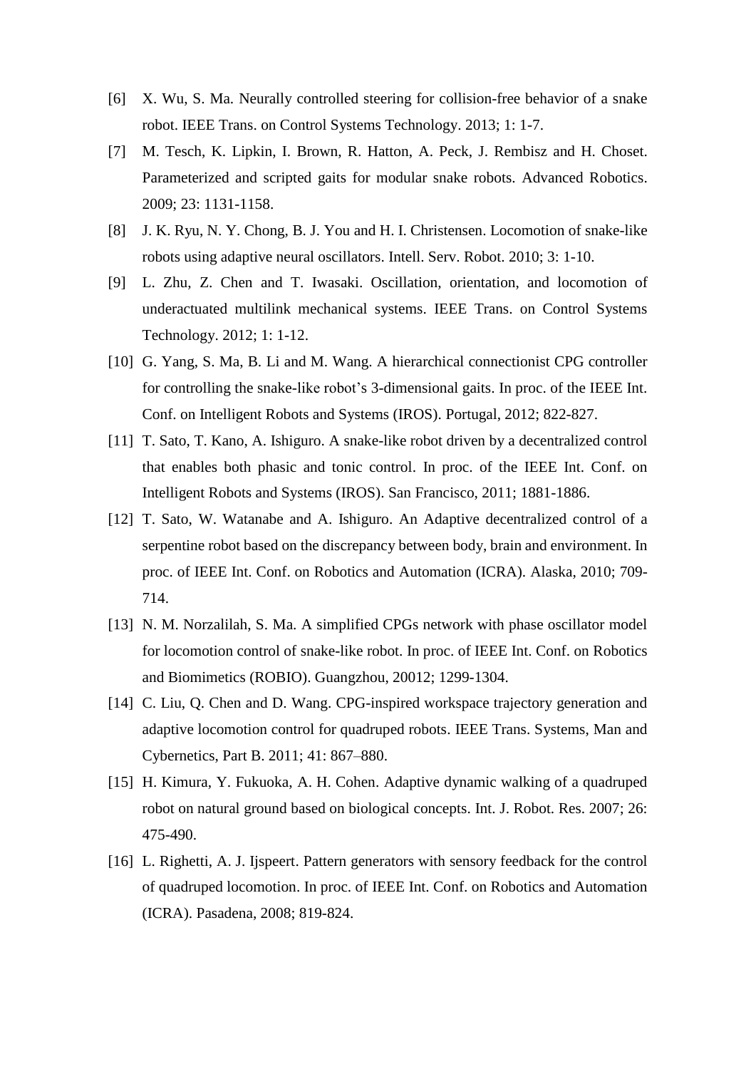[6] X. Wu, S. Ma. Neurally controlled steering for collision-free behavior of a snake robot. IEEE Trans. on Control Systems Technology. 2013; 1: 1-7.

[7] M. Tesch, K. Lipkin, I. Brown, R. Hatton, A. Peck, J. Rembisz and H. Choset. Parameterized and scripted gaits for modular snake robots. Advanced Robotics. 2009; 23: 1131-1158.

[8] J. K. Ryu, N. Y. Chong, B. J. You and H. I. Christensen. Locomotion of snake-like robots using adaptive neural oscillators. Intell. Serv. Robot. 2010; 3: 1-10.

[9] L. Zhu, Z. Chen and T. Iwasaki. Oscillation, orientation, and locomotion of underactuated multilink mechanical systems. IEEE Trans. on Control Systems Technology. 2012; 1: 1-12.

[10] G. Yang, S. Ma, B. Li and M. Wang. A hierarchical connectionist CPG controller for controlling the snake-like robot's 3-dimensional gaits. In proc. of the IEEE Int. Conf. on Intelligent Robots and Systems (IROS). Portugal, 2012; 822-827.

[11] T. Sato, T. Kano, A. Ishiguro. A snake-like robot driven by a decentralized control that enables both phasic and tonic control. In proc. of the IEEE Int. Conf. on Intelligent Robots and Systems (IROS). San Francisco, 2011; 1881-1886.

[12] T. Sato, W. Watanabe and A. Ishiguro. An Adaptive decentralized control of a serpentine robot based on the discrepancy between body, brain and environment. In proc. of IEEE Int. Conf. on Robotics and Automation (ICRA). Alaska, 2010; 709-714.

[13] N. M. Norzalilah, S. Ma. A simplified CPGs network with phase oscillator model for locomotion control of snake-like robot. In proc. of IEEE Int. Conf. on Robotics and Biomimetics (ROBIO). Guangzhou, 20012; 1299-1304.

[14] C. Liu, Q. Chen and D. Wang. CPG-inspired workspace trajectory generation and adaptive locomotion control for quadruped robots. IEEE Trans. Systems, Man and Cybernetics, Part B. 2011; 41: 867–880.

[15] H. Kimura, Y. Fukuoka, A. H. Cohen. Adaptive dynamic walking of a quadruped robot on natural ground based on biological concepts. Int. J. Robot. Res. 2007; 26: 475-490.

[16] L. Righetti, A. J. Ijspeert. Pattern generators with sensory feedback for the control of quadruped locomotion. In proc. of IEEE Int. Conf. on Robotics and Automation (ICRA). Pasadena, 2008; 819-824.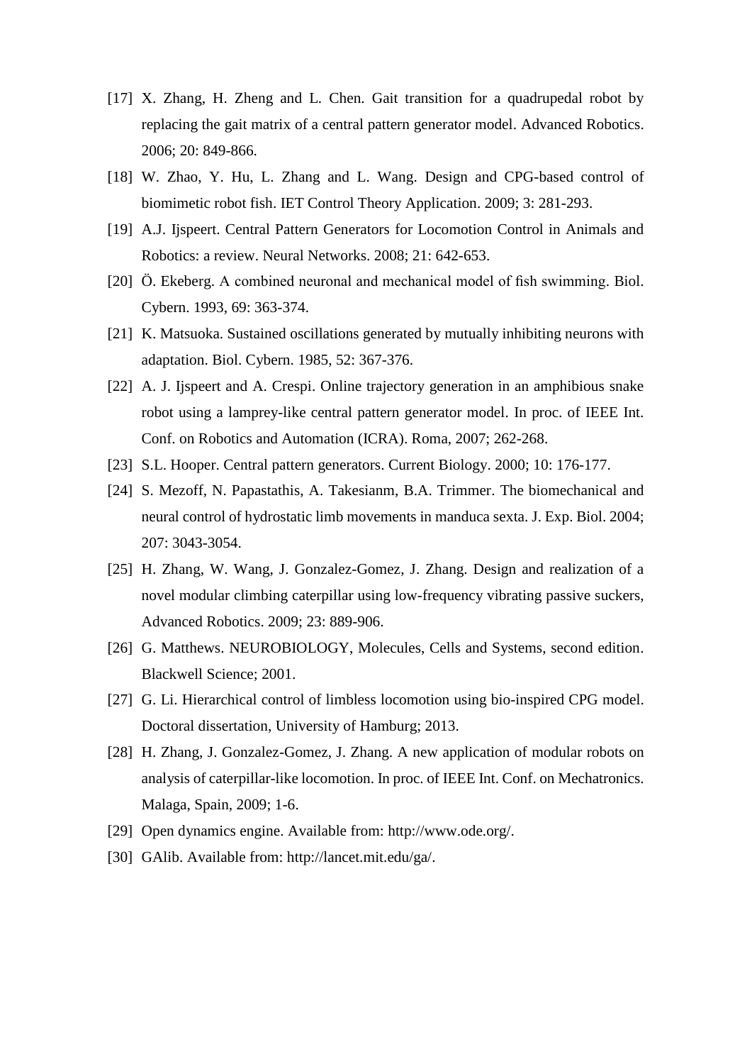[17] X. Zhang, H. Zheng and L. Chen. Gait transition for a quadrupedal robot by replacing the gait matrix of a central pattern generator model. Advanced Robotics. 2006; 20: 849-866.

[18] W. Zhao, Y. Hu, L. Zhang and L. Wang. Design and CPG-based control of biomimetic robot fish. IET Control Theory Application. 2009; 3: 281-293.

[19] A.J. Ijspeert. Central Pattern Generators for Locomotion Control in Animals and Robotics: a review. Neural Networks. 2008; 21: 642-653.

[20] Ö. Ekeberg. A combined neuronal and mechanical model of fish swimming. Biol. Cybern. 1993, 69: 363-374.

[21] K. Matsuoka. Sustained oscillations generated by mutually inhibiting neurons with adaptation. Biol. Cybern. 1985, 52: 367-376.

[22] A. J. Ijspeert and A. Crespi. Online trajectory generation in an amphibious snake robot using a lamprey-like central pattern generator model. In proc. of IEEE Int. Conf. on Robotics and Automation (ICRA). Roma, 2007; 262-268.

[23] S.L. Hooper. Central pattern generators. Current Biology. 2000; 10: 176-177.

[24] S. Mezoff, N. Papastathis, A. Takesianm, B.A. Trimmer. The biomechanical and neural control of hydrostatic limb movements in manduca sexta. J. Exp. Biol. 2004; 207: 3043-3054.

[25] H. Zhang, W. Wang, J. Gonzalez-Gomez, J. Zhang. Design and realization of a novel modular climbing caterpillar using low-frequency vibrating passive suckers, Advanced Robotics. 2009; 23: 889-906.

[26] G. Matthews. NEUROBIOLOGY, Molecules, Cells and Systems, second edition. Blackwell Science; 2001.

[27] G. Li. Hierarchical control of limbless locomotion using bio-inspired CPG model. Doctoral dissertation, University of Hamburg; 2013.

[28] H. Zhang, J. Gonzalez-Gomez, J. Zhang. A new application of modular robots on analysis of caterpillar-like locomotion. In proc. of IEEE Int. Conf. on Mechatronics. Malaga, Spain, 2009; 1-6.

[29] Open dynamics engine. Available from: http://www.ode.org/.

[30] GAlib. Available from: http://lancet.mit.edu/ga/.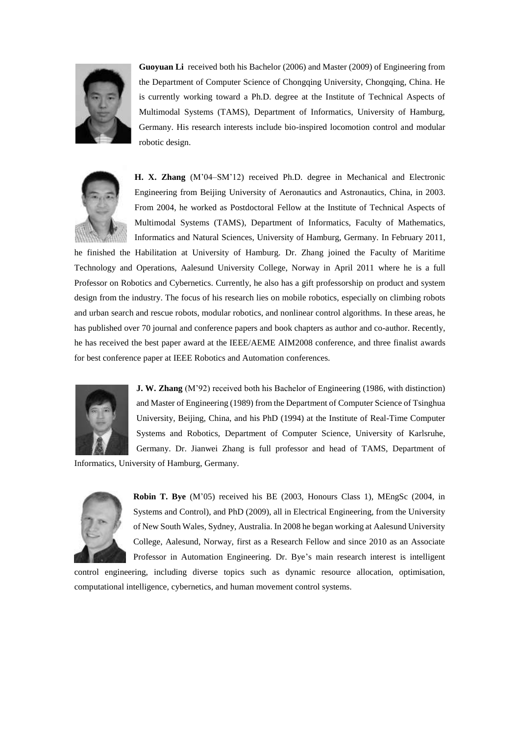**Guoyuan Li** received both his Bachelor (2006) and Master (2009) of Engineering from the Department of Computer Science of Chongqing University, Chongqing, China. He is currently working toward a Ph.D. degree at the Institute of Technical Aspects of Multimodal Systems (TAMS), Department of Informatics, University of Hamburg, Germany. His research interests include bio-inspired locomotion control and modular robotic design.

**H. X. Zhang** (M'04–SM'12) received Ph.D. degree in Mechanical and Electronic Engineering from Beijing University of Aeronautics and Astronautics, China, in 2003. From 2004, he worked as Postdoctoral Fellow at the Institute of Technical Aspects of Multimodal Systems (TAMS), Department of Informatics, Faculty of Mathematics, Informatics and Natural Sciences, University of Hamburg, Germany. In February 2011, he finished the Habilitation at University of Hamburg. Dr. Zhang joined the Faculty of Maritime Technology and Operations, Aalesund University College, Norway in April 2011 where he is a full Professor on Robotics and Cybernetics. Currently, he also has a gift professorship on product and system design from the industry. The focus of his research lies on mobile robotics, especially on climbing robots and urban search and rescue robots, modular robotics, and nonlinear control algorithms. In these areas, he has published over 70 journal and conference papers and book chapters as author and co-author. Recently, he has received the best paper award at the IEEE/AEME AIM2008 conference, and three finalist awards for best conference paper at IEEE Robotics and Automation conferences.

**J. W. Zhang** (M'92) received both his Bachelor of Engineering (1986, with distinction) and Master of Engineering (1989) from the Department of Computer Science of Tsinghua University, Beijing, China, and his PhD (1994) at the Institute of Real-Time Computer Systems and Robotics, Department of Computer Science, University of Karlsruhe, Germany. Dr. Jianwei Zhang is full professor and head of TAMS, Department of Informatics, University of Hamburg, Germany.

**Robin T. Bye** (M'05) received his BE (2003, Honours Class 1), MEngSc (2004, in Systems and Control), and PhD (2009), all in Electrical Engineering, from the University of New South Wales, Sydney, Australia. In 2008 he began working at Aalesund University College, Aalesund, Norway, first as a Research Fellow and since 2010 as an Associate Professor in Automation Engineering. Dr. Bye's main research interest is intelligent control engineering, including diverse topics such as dynamic resource allocation, optimisation, computational intelligence, cybernetics, and human movement control systems.